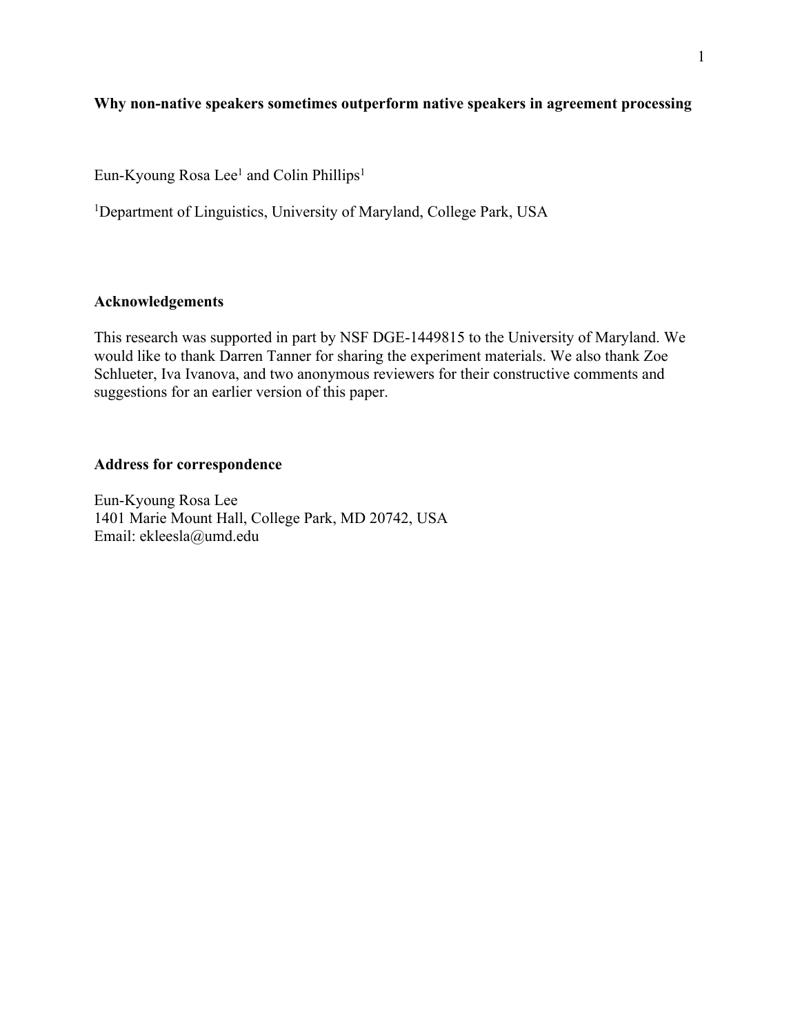# Why non-native speakers sometimes outperform native speakers in agreement processing

Eun-Kyoung Rosa Lee[1] and Colin Phillips[1]

[1]Department of Linguistics, University of Maryland, College Park, USA

## Acknowledgements

This research was supported in part by NSF DGE-1449815 to the University of Maryland. We would like to thank Darren Tanner for sharing the experiment materials. We also thank Zoe Schlueter, Iva Ivanova, and two anonymous reviewers for their constructive comments and suggestions for an earlier version of this paper.

## Address for correspondence

Eun-Kyoung Rosa Lee
1401 Marie Mount Hall, College Park, MD 20742, USA
Email: ekleesla@umd.edu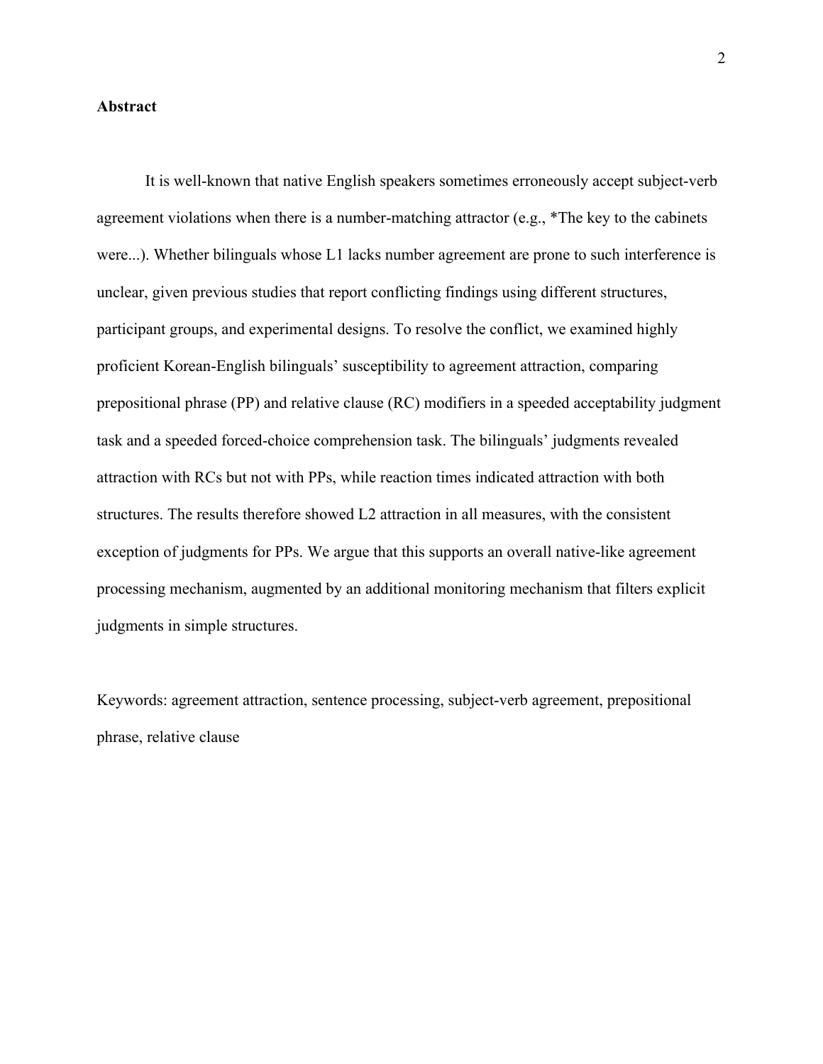**Abstract**

It is well-known that native English speakers sometimes erroneously accept subject-verb agreement violations when there is a number-matching attractor (e.g., *The key to the cabinets were...). Whether bilinguals whose L1 lacks number agreement are prone to such interference is unclear, given previous studies that report conflicting findings using different structures, participant groups, and experimental designs. To resolve the conflict, we examined highly proficient Korean-English bilinguals' susceptibility to agreement attraction, comparing prepositional phrase (PP) and relative clause (RC) modifiers in a speeded acceptability judgment task and a speeded forced-choice comprehension task. The bilinguals' judgments revealed attraction with RCs but not with PPs, while reaction times indicated attraction with both structures. The results therefore showed L2 attraction in all measures, with the consistent exception of judgments for PPs. We argue that this supports an overall native-like agreement processing mechanism, augmented by an additional monitoring mechanism that filters explicit judgments in simple structures.

Keywords: agreement attraction, sentence processing, subject-verb agreement, prepositional phrase, relative clause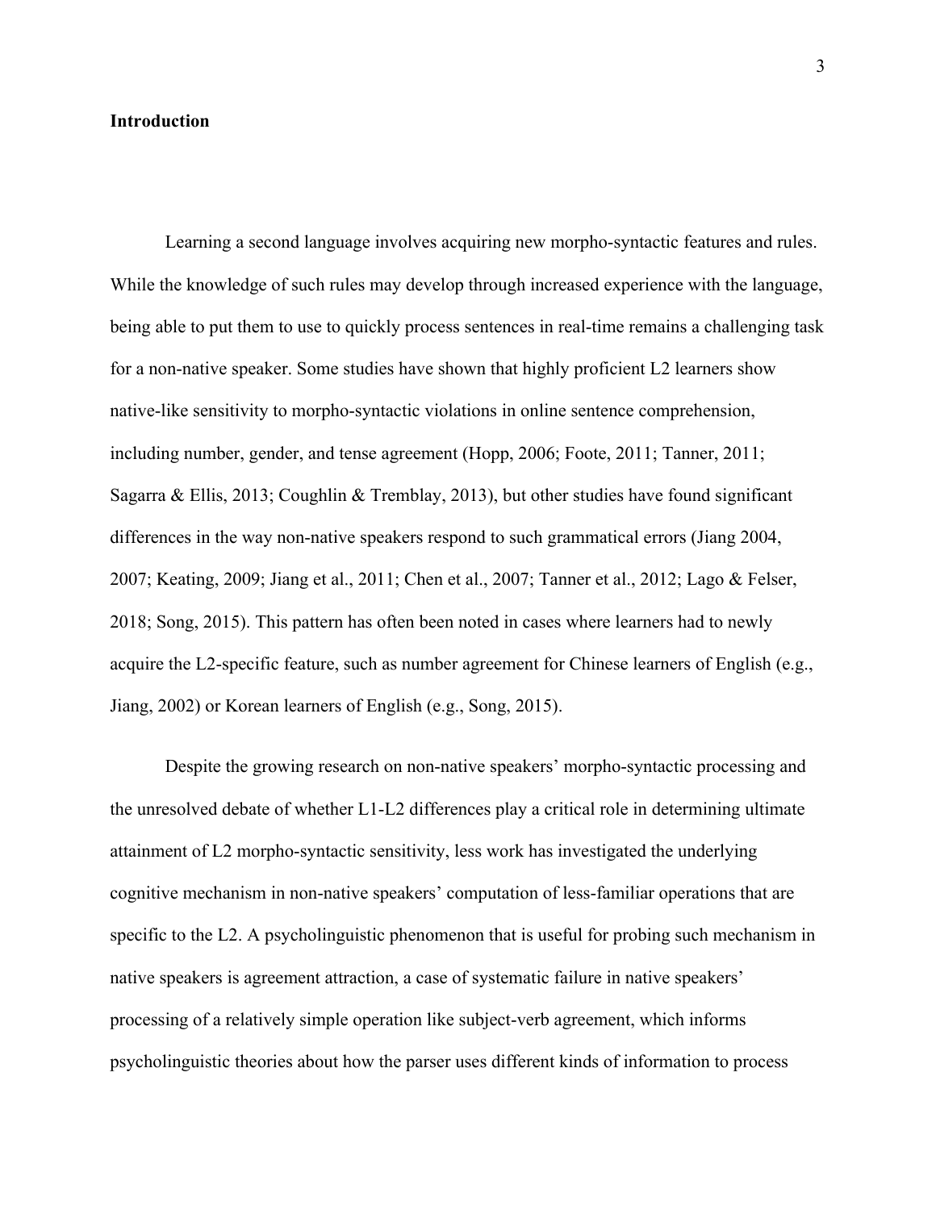## Introduction

Learning a second language involves acquiring new morpho-syntactic features and rules. While the knowledge of such rules may develop through increased experience with the language, being able to put them to use to quickly process sentences in real-time remains a challenging task for a non-native speaker. Some studies have shown that highly proficient L2 learners show native-like sensitivity to morpho-syntactic violations in online sentence comprehension, including number, gender, and tense agreement (Hopp, 2006; Foote, 2011; Tanner, 2011; Sagarra & Ellis, 2013; Coughlin & Tremblay, 2013), but other studies have found significant differences in the way non-native speakers respond to such grammatical errors (Jiang 2004, 2007; Keating, 2009; Jiang et al., 2011; Chen et al., 2007; Tanner et al., 2012; Lago & Felser, 2018; Song, 2015). This pattern has often been noted in cases where learners had to newly acquire the L2-specific feature, such as number agreement for Chinese learners of English (e.g., Jiang, 2002) or Korean learners of English (e.g., Song, 2015).

Despite the growing research on non-native speakers' morpho-syntactic processing and the unresolved debate of whether L1-L2 differences play a critical role in determining ultimate attainment of L2 morpho-syntactic sensitivity, less work has investigated the underlying cognitive mechanism in non-native speakers' computation of less-familiar operations that are specific to the L2. A psycholinguistic phenomenon that is useful for probing such mechanism in native speakers is agreement attraction, a case of systematic failure in native speakers' processing of a relatively simple operation like subject-verb agreement, which informs psycholinguistic theories about how the parser uses different kinds of information to process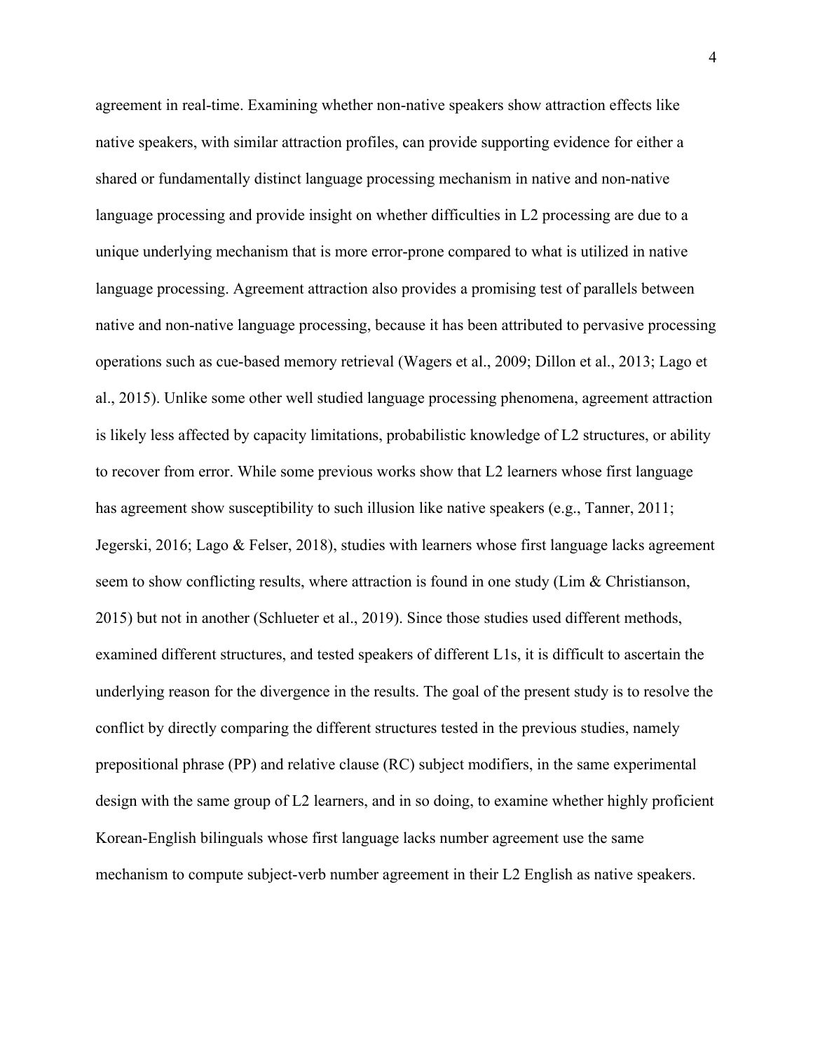agreement in real-time. Examining whether non-native speakers show attraction effects like native speakers, with similar attraction profiles, can provide supporting evidence for either a shared or fundamentally distinct language processing mechanism in native and non-native language processing and provide insight on whether difficulties in L2 processing are due to a unique underlying mechanism that is more error-prone compared to what is utilized in native language processing. Agreement attraction also provides a promising test of parallels between native and non-native language processing, because it has been attributed to pervasive processing operations such as cue-based memory retrieval (Wagers et al., 2009; Dillon et al., 2013; Lago et al., 2015). Unlike some other well studied language processing phenomena, agreement attraction is likely less affected by capacity limitations, probabilistic knowledge of L2 structures, or ability to recover from error. While some previous works show that L2 learners whose first language has agreement show susceptibility to such illusion like native speakers (e.g., Tanner, 2011; Jegerski, 2016; Lago & Felser, 2018), studies with learners whose first language lacks agreement seem to show conflicting results, where attraction is found in one study (Lim & Christianson, 2015) but not in another (Schlueter et al., 2019). Since those studies used different methods, examined different structures, and tested speakers of different L1s, it is difficult to ascertain the underlying reason for the divergence in the results. The goal of the present study is to resolve the conflict by directly comparing the different structures tested in the previous studies, namely prepositional phrase (PP) and relative clause (RC) subject modifiers, in the same experimental design with the same group of L2 learners, and in so doing, to examine whether highly proficient Korean-English bilinguals whose first language lacks number agreement use the same mechanism to compute subject-verb number agreement in their L2 English as native speakers.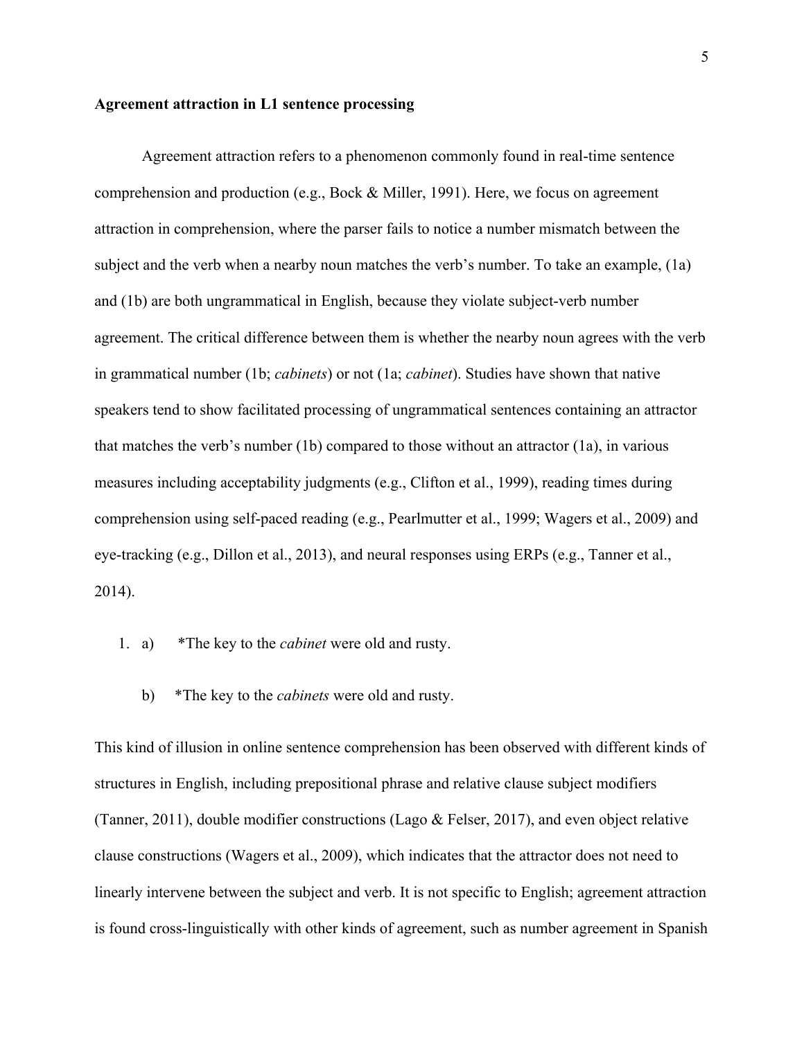**Agreement attraction in L1 sentence processing**

Agreement attraction refers to a phenomenon commonly found in real-time sentence comprehension and production (e.g., Bock & Miller, 1991). Here, we focus on agreement attraction in comprehension, where the parser fails to notice a number mismatch between the subject and the verb when a nearby noun matches the verb's number. To take an example, (1a) and (1b) are both ungrammatical in English, because they violate subject-verb number agreement. The critical difference between them is whether the nearby noun agrees with the verb in grammatical number (1b; *cabinets*) or not (1a; *cabinet*). Studies have shown that native speakers tend to show facilitated processing of ungrammatical sentences containing an attractor that matches the verb's number (1b) compared to those without an attractor (1a), in various measures including acceptability judgments (e.g., Clifton et al., 1999), reading times during comprehension using self-paced reading (e.g., Pearlmutter et al., 1999; Wagers et al., 2009) and eye-tracking (e.g., Dillon et al., 2013), and neural responses using ERPs (e.g., Tanner et al., 2014).

1. a) *The key to the *cabinet* were old and rusty.

   b) *The key to the *cabinets* were old and rusty.

This kind of illusion in online sentence comprehension has been observed with different kinds of structures in English, including prepositional phrase and relative clause subject modifiers (Tanner, 2011), double modifier constructions (Lago & Felser, 2017), and even object relative clause constructions (Wagers et al., 2009), which indicates that the attractor does not need to linearly intervene between the subject and verb. It is not specific to English; agreement attraction is found cross-linguistically with other kinds of agreement, such as number agreement in Spanish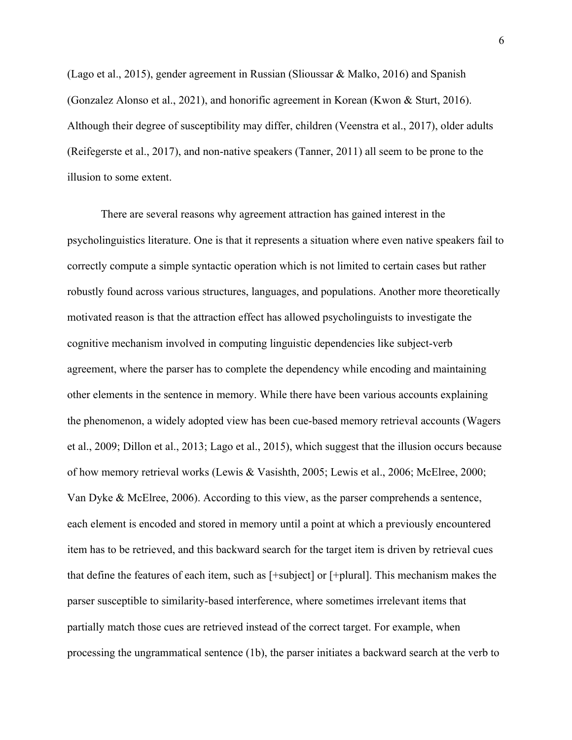(Lago et al., 2015), gender agreement in Russian (Slioussar & Malko, 2016) and Spanish (Gonzalez Alonso et al., 2021), and honorific agreement in Korean (Kwon & Sturt, 2016). Although their degree of susceptibility may differ, children (Veenstra et al., 2017), older adults (Reifegerste et al., 2017), and non-native speakers (Tanner, 2011) all seem to be prone to the illusion to some extent.

There are several reasons why agreement attraction has gained interest in the psycholinguistics literature. One is that it represents a situation where even native speakers fail to correctly compute a simple syntactic operation which is not limited to certain cases but rather robustly found across various structures, languages, and populations. Another more theoretically motivated reason is that the attraction effect has allowed psycholinguists to investigate the cognitive mechanism involved in computing linguistic dependencies like subject-verb agreement, where the parser has to complete the dependency while encoding and maintaining other elements in the sentence in memory. While there have been various accounts explaining the phenomenon, a widely adopted view has been cue-based memory retrieval accounts (Wagers et al., 2009; Dillon et al., 2013; Lago et al., 2015), which suggest that the illusion occurs because of how memory retrieval works (Lewis & Vasishth, 2005; Lewis et al., 2006; McElree, 2000; Van Dyke & McElree, 2006). According to this view, as the parser comprehends a sentence, each element is encoded and stored in memory until a point at which a previously encountered item has to be retrieved, and this backward search for the target item is driven by retrieval cues that define the features of each item, such as [+subject] or [+plural]. This mechanism makes the parser susceptible to similarity-based interference, where sometimes irrelevant items that partially match those cues are retrieved instead of the correct target. For example, when processing the ungrammatical sentence (1b), the parser initiates a backward search at the verb to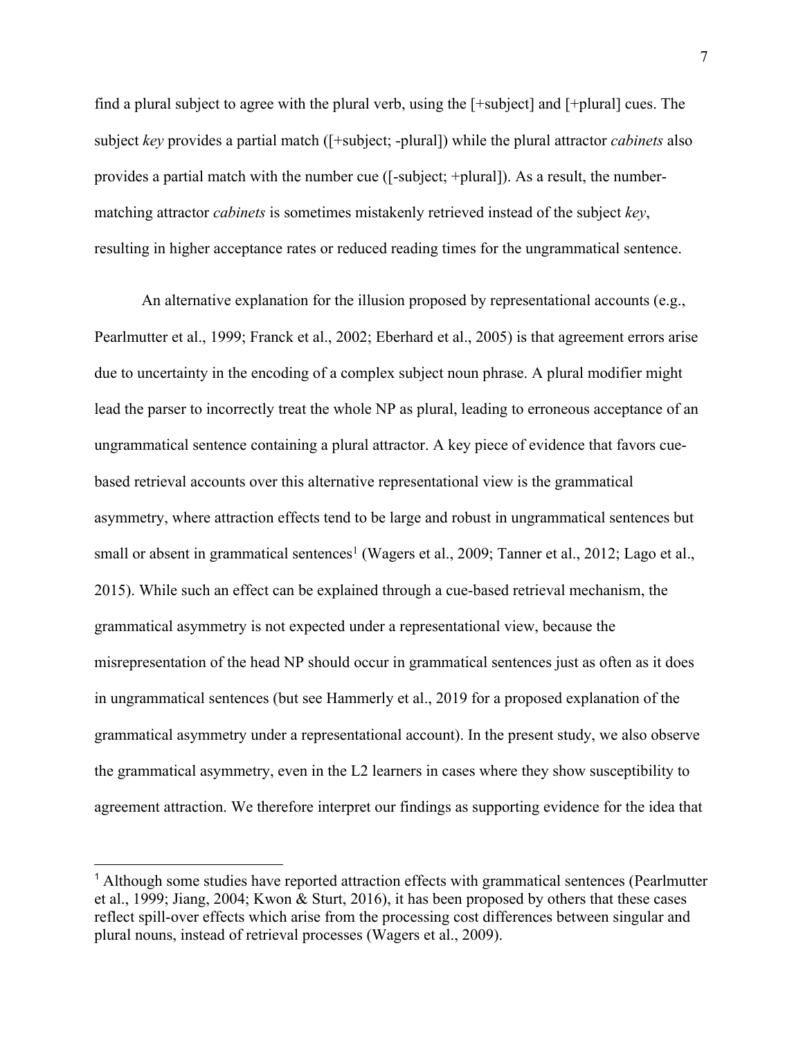find a plural subject to agree with the plural verb, using the [+subject] and [+plural] cues. The subject *key* provides a partial match ([+subject; -plural]) while the plural attractor *cabinets* also provides a partial match with the number cue ([-subject; +plural]). As a result, the number-matching attractor *cabinets* is sometimes mistakenly retrieved instead of the subject *key*, resulting in higher acceptance rates or reduced reading times for the ungrammatical sentence.

An alternative explanation for the illusion proposed by representational accounts (e.g., Pearlmutter et al., 1999; Franck et al., 2002; Eberhard et al., 2005) is that agreement errors arise due to uncertainty in the encoding of a complex subject noun phrase. A plural modifier might lead the parser to incorrectly treat the whole NP as plural, leading to erroneous acceptance of an ungrammatical sentence containing a plural attractor. A key piece of evidence that favors cue-based retrieval accounts over this alternative representational view is the grammatical asymmetry, where attraction effects tend to be large and robust in ungrammatical sentences but small or absent in grammatical sentences[1] (Wagers et al., 2009; Tanner et al., 2012; Lago et al., 2015). While such an effect can be explained through a cue-based retrieval mechanism, the grammatical asymmetry is not expected under a representational view, because the misrepresentation of the head NP should occur in grammatical sentences just as often as it does in ungrammatical sentences (but see Hammerly et al., 2019 for a proposed explanation of the grammatical asymmetry under a representational account). In the present study, we also observe the grammatical asymmetry, even in the L2 learners in cases where they show susceptibility to agreement attraction. We therefore interpret our findings as supporting evidence for the idea that

[1] Although some studies have reported attraction effects with grammatical sentences (Pearlmutter et al., 1999; Jiang, 2004; Kwon & Sturt, 2016), it has been proposed by others that these cases reflect spill-over effects which arise from the processing cost differences between singular and plural nouns, instead of retrieval processes (Wagers et al., 2009).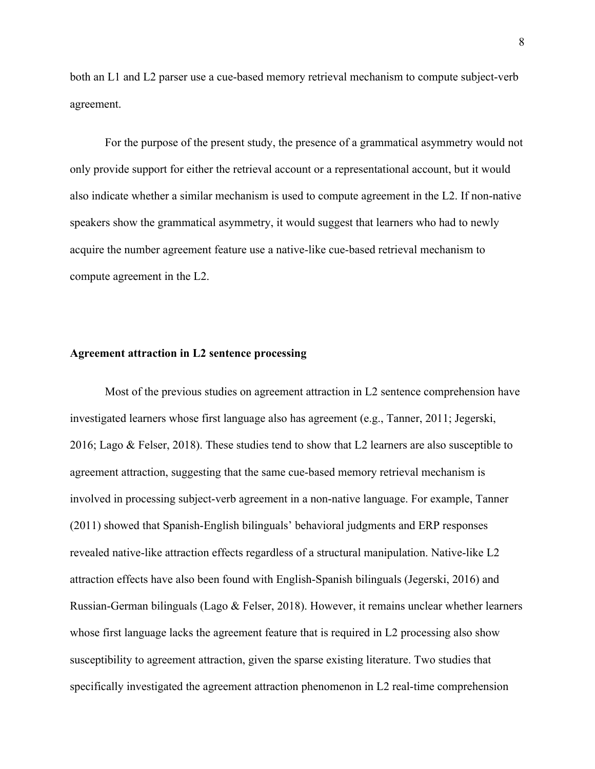both an L1 and L2 parser use a cue-based memory retrieval mechanism to compute subject-verb agreement.

For the purpose of the present study, the presence of a grammatical asymmetry would not only provide support for either the retrieval account or a representational account, but it would also indicate whether a similar mechanism is used to compute agreement in the L2. If non-native speakers show the grammatical asymmetry, it would suggest that learners who had to newly acquire the number agreement feature use a native-like cue-based retrieval mechanism to compute agreement in the L2.

**Agreement attraction in L2 sentence processing**

Most of the previous studies on agreement attraction in L2 sentence comprehension have investigated learners whose first language also has agreement (e.g., Tanner, 2011; Jegerski, 2016; Lago & Felser, 2018). These studies tend to show that L2 learners are also susceptible to agreement attraction, suggesting that the same cue-based memory retrieval mechanism is involved in processing subject-verb agreement in a non-native language. For example, Tanner (2011) showed that Spanish-English bilinguals' behavioral judgments and ERP responses revealed native-like attraction effects regardless of a structural manipulation. Native-like L2 attraction effects have also been found with English-Spanish bilinguals (Jegerski, 2016) and Russian-German bilinguals (Lago & Felser, 2018). However, it remains unclear whether learners whose first language lacks the agreement feature that is required in L2 processing also show susceptibility to agreement attraction, given the sparse existing literature. Two studies that specifically investigated the agreement attraction phenomenon in L2 real-time comprehension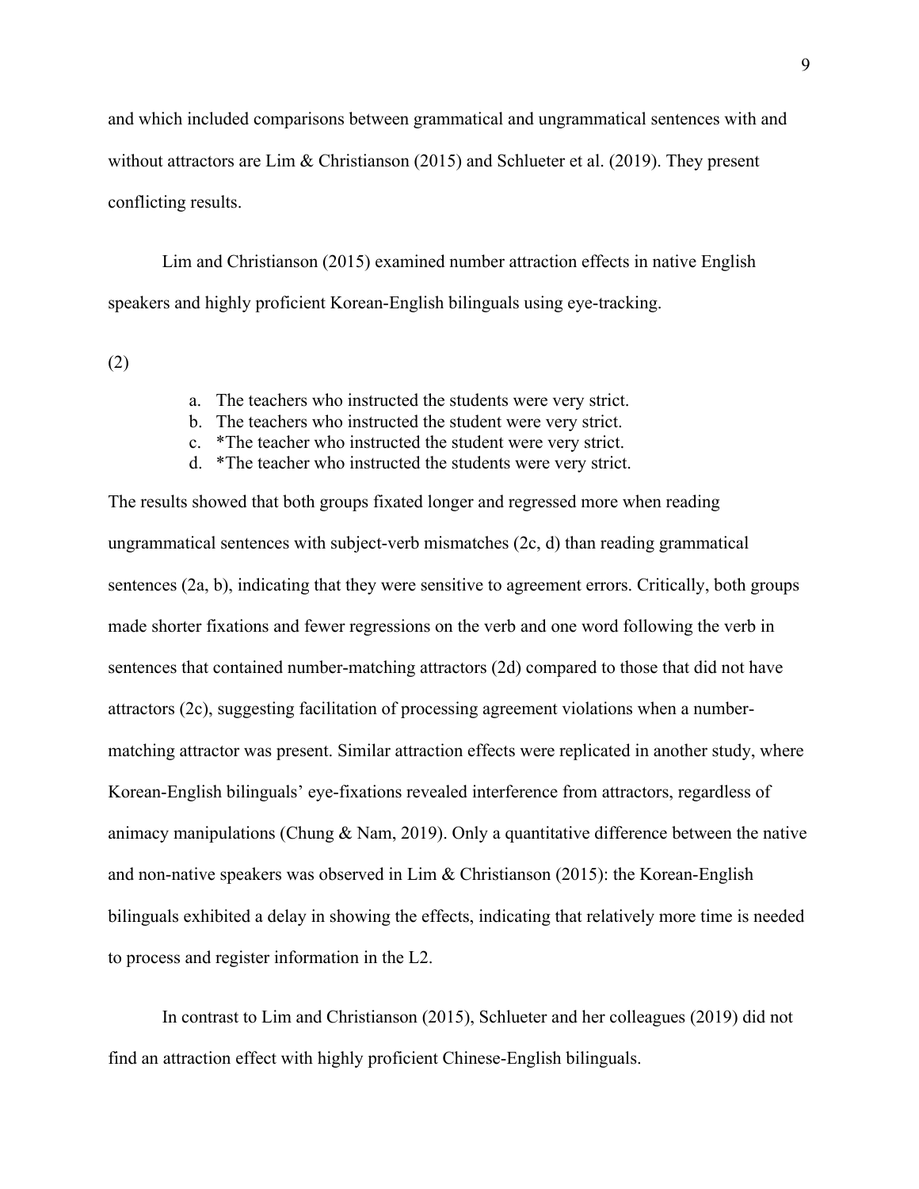and which included comparisons between grammatical and ungrammatical sentences with and without attractors are Lim & Christianson (2015) and Schlueter et al. (2019). They present conflicting results.

Lim and Christianson (2015) examined number attraction effects in native English speakers and highly proficient Korean-English bilinguals using eye-tracking.

(2)

a. The teachers who instructed the students were very strict.
b. The teachers who instructed the student were very strict.
c. *The teacher who instructed the student were very strict.
d. *The teacher who instructed the students were very strict.

The results showed that both groups fixated longer and regressed more when reading ungrammatical sentences with subject-verb mismatches (2c, d) than reading grammatical sentences (2a, b), indicating that they were sensitive to agreement errors. Critically, both groups made shorter fixations and fewer regressions on the verb and one word following the verb in sentences that contained number-matching attractors (2d) compared to those that did not have attractors (2c), suggesting facilitation of processing agreement violations when a number-matching attractor was present. Similar attraction effects were replicated in another study, where Korean-English bilinguals' eye-fixations revealed interference from attractors, regardless of animacy manipulations (Chung & Nam, 2019). Only a quantitative difference between the native and non-native speakers was observed in Lim & Christianson (2015): the Korean-English bilinguals exhibited a delay in showing the effects, indicating that relatively more time is needed to process and register information in the L2.

In contrast to Lim and Christianson (2015), Schlueter and her colleagues (2019) did not find an attraction effect with highly proficient Chinese-English bilinguals.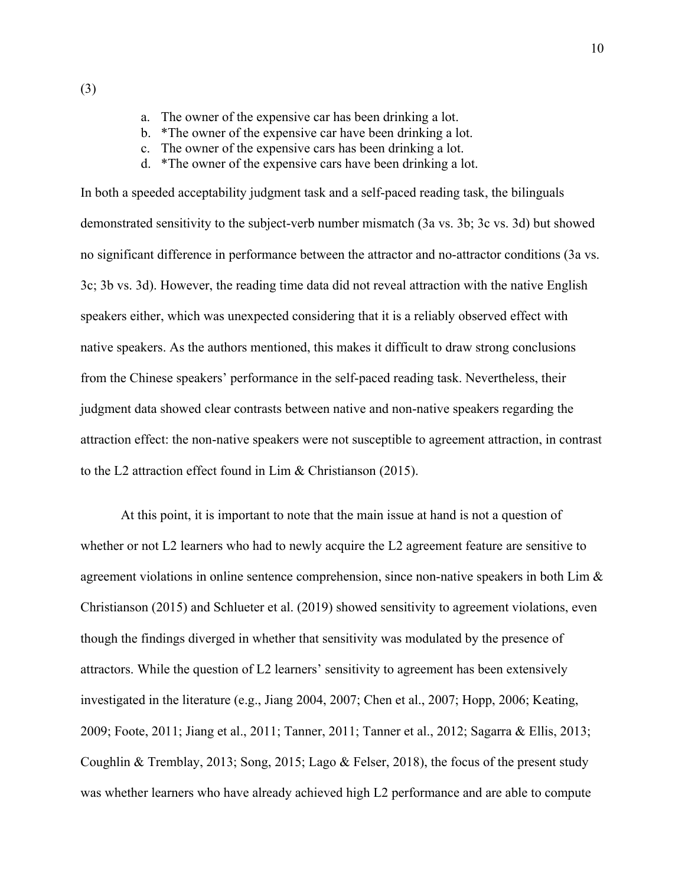(3)

a. The owner of the expensive car has been drinking a lot.
b. *The owner of the expensive car have been drinking a lot.
c. The owner of the expensive cars has been drinking a lot.
d. *The owner of the expensive cars have been drinking a lot.

In both a speeded acceptability judgment task and a self-paced reading task, the bilinguals demonstrated sensitivity to the subject-verb number mismatch (3a vs. 3b; 3c vs. 3d) but showed no significant difference in performance between the attractor and no-attractor conditions (3a vs. 3c; 3b vs. 3d). However, the reading time data did not reveal attraction with the native English speakers either, which was unexpected considering that it is a reliably observed effect with native speakers. As the authors mentioned, this makes it difficult to draw strong conclusions from the Chinese speakers' performance in the self-paced reading task. Nevertheless, their judgment data showed clear contrasts between native and non-native speakers regarding the attraction effect: the non-native speakers were not susceptible to agreement attraction, in contrast to the L2 attraction effect found in Lim & Christianson (2015).

At this point, it is important to note that the main issue at hand is not a question of whether or not L2 learners who had to newly acquire the L2 agreement feature are sensitive to agreement violations in online sentence comprehension, since non-native speakers in both Lim & Christianson (2015) and Schlueter et al. (2019) showed sensitivity to agreement violations, even though the findings diverged in whether that sensitivity was modulated by the presence of attractors. While the question of L2 learners' sensitivity to agreement has been extensively investigated in the literature (e.g., Jiang 2004, 2007; Chen et al., 2007; Hopp, 2006; Keating, 2009; Foote, 2011; Jiang et al., 2011; Tanner, 2011; Tanner et al., 2012; Sagarra & Ellis, 2013; Coughlin & Tremblay, 2013; Song, 2015; Lago & Felser, 2018), the focus of the present study was whether learners who have already achieved high L2 performance and are able to compute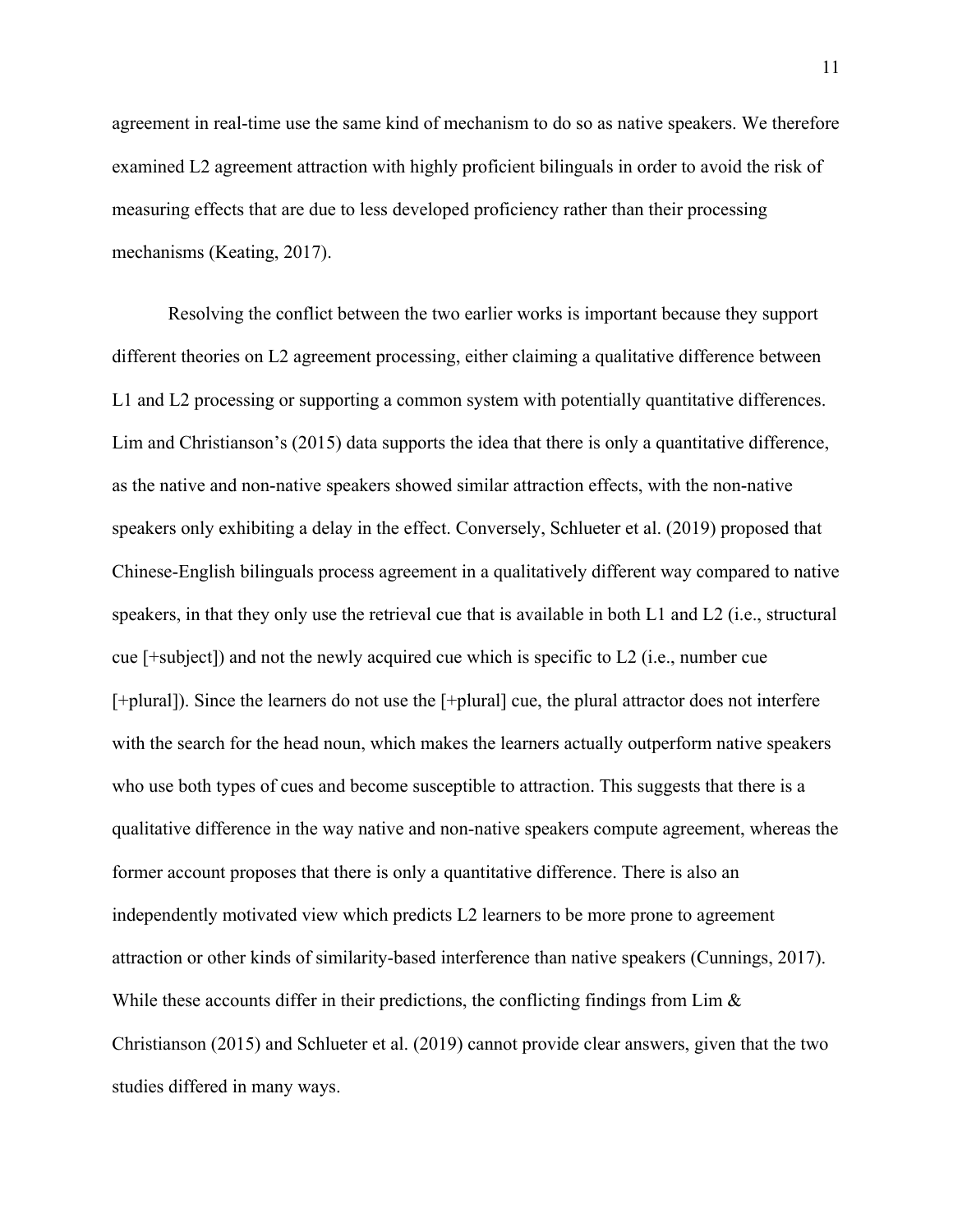agreement in real-time use the same kind of mechanism to do so as native speakers. We therefore examined L2 agreement attraction with highly proficient bilinguals in order to avoid the risk of measuring effects that are due to less developed proficiency rather than their processing mechanisms (Keating, 2017).

Resolving the conflict between the two earlier works is important because they support different theories on L2 agreement processing, either claiming a qualitative difference between L1 and L2 processing or supporting a common system with potentially quantitative differences. Lim and Christianson's (2015) data supports the idea that there is only a quantitative difference, as the native and non-native speakers showed similar attraction effects, with the non-native speakers only exhibiting a delay in the effect. Conversely, Schlueter et al. (2019) proposed that Chinese-English bilinguals process agreement in a qualitatively different way compared to native speakers, in that they only use the retrieval cue that is available in both L1 and L2 (i.e., structural cue [+subject]) and not the newly acquired cue which is specific to L2 (i.e., number cue [+plural]). Since the learners do not use the [+plural] cue, the plural attractor does not interfere with the search for the head noun, which makes the learners actually outperform native speakers who use both types of cues and become susceptible to attraction. This suggests that there is a qualitative difference in the way native and non-native speakers compute agreement, whereas the former account proposes that there is only a quantitative difference. There is also an independently motivated view which predicts L2 learners to be more prone to agreement attraction or other kinds of similarity-based interference than native speakers (Cunnings, 2017). While these accounts differ in their predictions, the conflicting findings from Lim & Christianson (2015) and Schlueter et al. (2019) cannot provide clear answers, given that the two studies differed in many ways.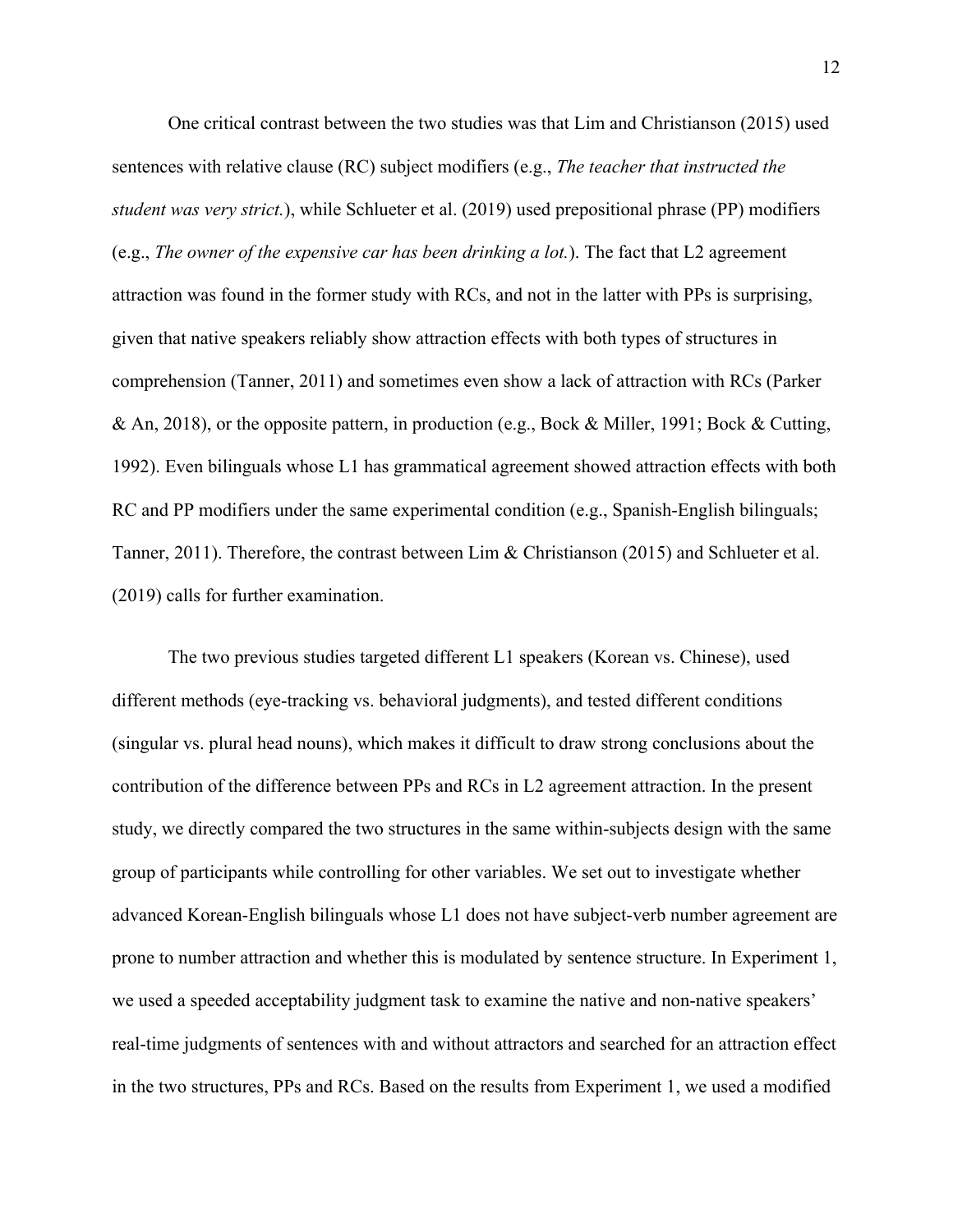One critical contrast between the two studies was that Lim and Christianson (2015) used sentences with relative clause (RC) subject modifiers (e.g., *The teacher that instructed the student was very strict.*), while Schlueter et al. (2019) used prepositional phrase (PP) modifiers (e.g., *The owner of the expensive car has been drinking a lot.*). The fact that L2 agreement attraction was found in the former study with RCs, and not in the latter with PPs is surprising, given that native speakers reliably show attraction effects with both types of structures in comprehension (Tanner, 2011) and sometimes even show a lack of attraction with RCs (Parker & An, 2018), or the opposite pattern, in production (e.g., Bock & Miller, 1991; Bock & Cutting, 1992). Even bilinguals whose L1 has grammatical agreement showed attraction effects with both RC and PP modifiers under the same experimental condition (e.g., Spanish-English bilinguals; Tanner, 2011). Therefore, the contrast between Lim & Christianson (2015) and Schlueter et al. (2019) calls for further examination.

The two previous studies targeted different L1 speakers (Korean vs. Chinese), used different methods (eye-tracking vs. behavioral judgments), and tested different conditions (singular vs. plural head nouns), which makes it difficult to draw strong conclusions about the contribution of the difference between PPs and RCs in L2 agreement attraction. In the present study, we directly compared the two structures in the same within-subjects design with the same group of participants while controlling for other variables. We set out to investigate whether advanced Korean-English bilinguals whose L1 does not have subject-verb number agreement are prone to number attraction and whether this is modulated by sentence structure. In Experiment 1, we used a speeded acceptability judgment task to examine the native and non-native speakers' real-time judgments of sentences with and without attractors and searched for an attraction effect in the two structures, PPs and RCs. Based on the results from Experiment 1, we used a modified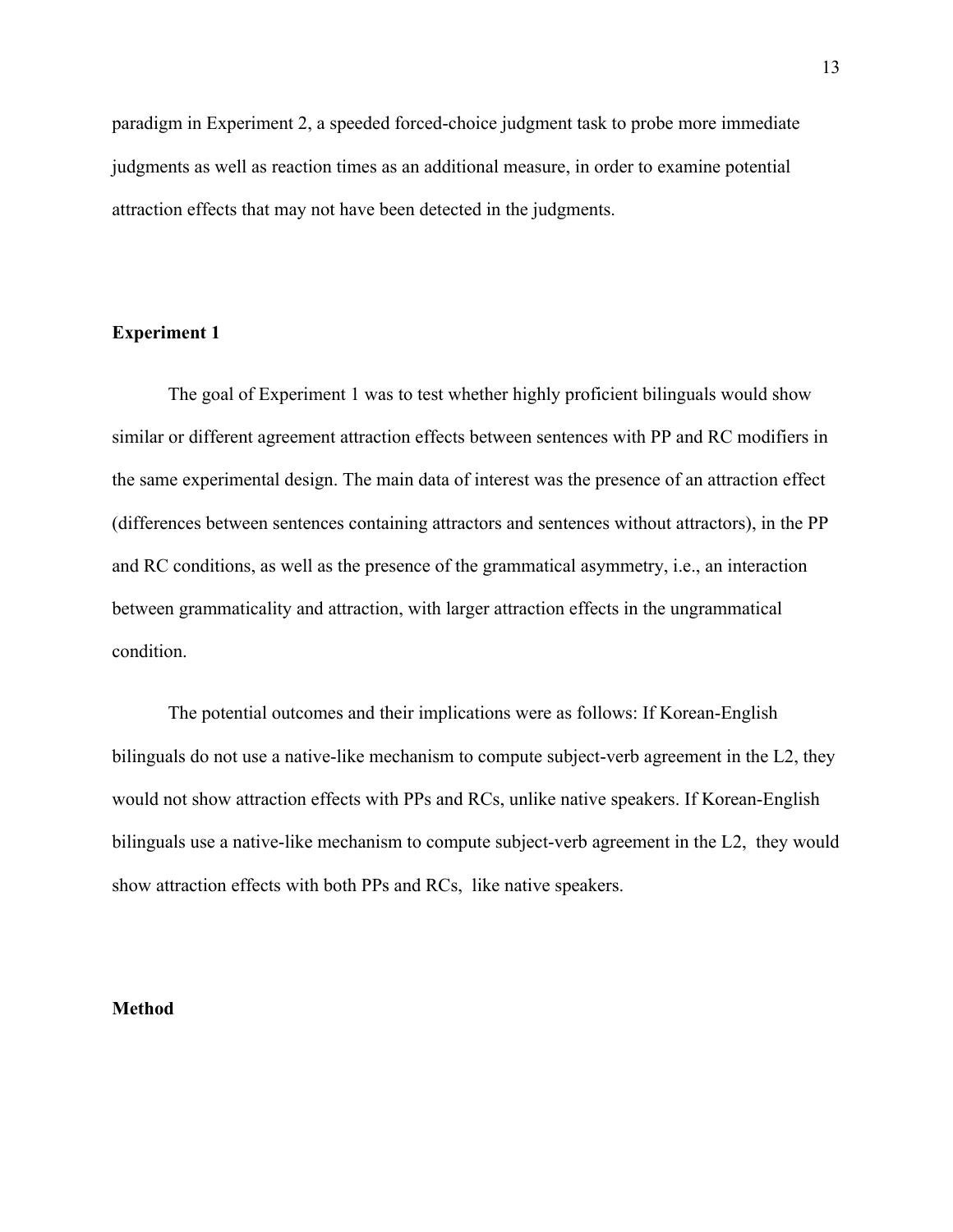paradigm in Experiment 2, a speeded forced-choice judgment task to probe more immediate judgments as well as reaction times as an additional measure, in order to examine potential attraction effects that may not have been detected in the judgments.

## Experiment 1

The goal of Experiment 1 was to test whether highly proficient bilinguals would show similar or different agreement attraction effects between sentences with PP and RC modifiers in the same experimental design. The main data of interest was the presence of an attraction effect (differences between sentences containing attractors and sentences without attractors), in the PP and RC conditions, as well as the presence of the grammatical asymmetry, i.e., an interaction between grammaticality and attraction, with larger attraction effects in the ungrammatical condition.

The potential outcomes and their implications were as follows: If Korean-English bilinguals do not use a native-like mechanism to compute subject-verb agreement in the L2, they would not show attraction effects with PPs and RCs, unlike native speakers. If Korean-English bilinguals use a native-like mechanism to compute subject-verb agreement in the L2, they would show attraction effects with both PPs and RCs, like native speakers.

## Method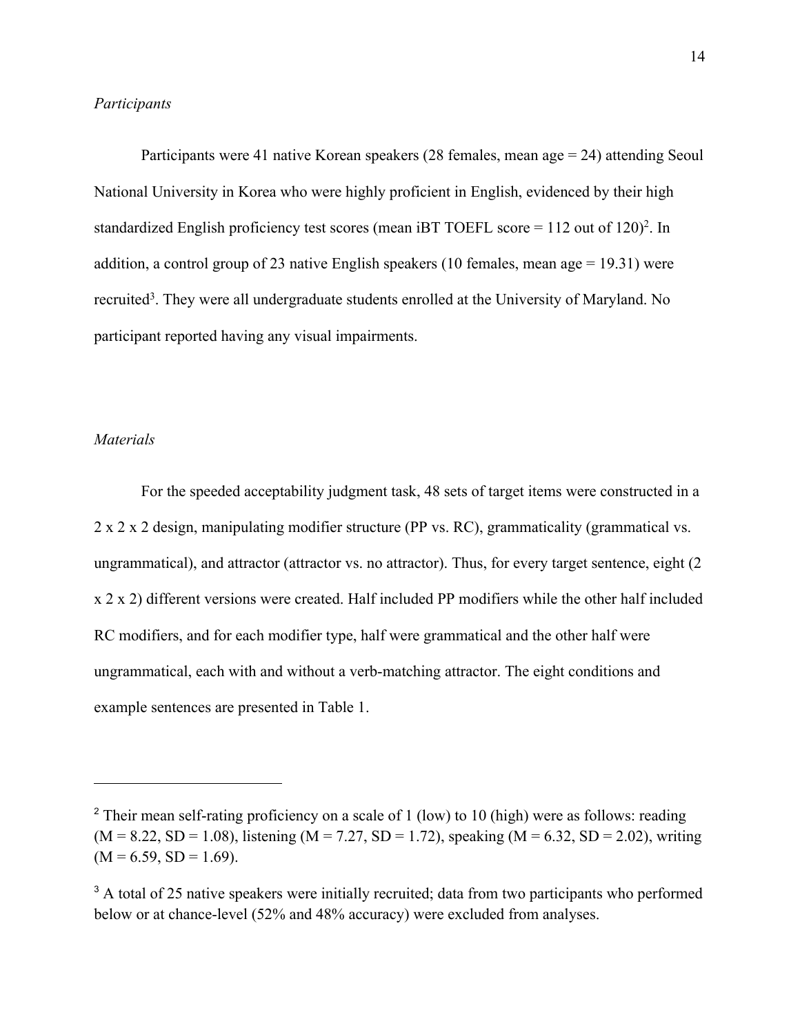*Participants*

Participants were 41 native Korean speakers (28 females, mean age = 24) attending Seoul National University in Korea who were highly proficient in English, evidenced by their high standardized English proficiency test scores (mean iBT TOEFL score = 112 out of 120)[2]. In addition, a control group of 23 native English speakers (10 females, mean age = 19.31) were recruited[3]. They were all undergraduate students enrolled at the University of Maryland. No participant reported having any visual impairments.

*Materials*

For the speeded acceptability judgment task, 48 sets of target items were constructed in a 2 x 2 x 2 design, manipulating modifier structure (PP vs. RC), grammaticality (grammatical vs. ungrammatical), and attractor (attractor vs. no attractor). Thus, for every target sentence, eight (2 x 2 x 2) different versions were created. Half included PP modifiers while the other half included RC modifiers, and for each modifier type, half were grammatical and the other half were ungrammatical, each with and without a verb-matching attractor. The eight conditions and example sentences are presented in Table 1.

---

[2] Their mean self-rating proficiency on a scale of 1 (low) to 10 (high) were as follows: reading (M = 8.22, SD = 1.08), listening (M = 7.27, SD = 1.72), speaking (M = 6.32, SD = 2.02), writing (M = 6.59, SD = 1.69).

[3] A total of 25 native speakers were initially recruited; data from two participants who performed below or at chance-level (52% and 48% accuracy) were excluded from analyses.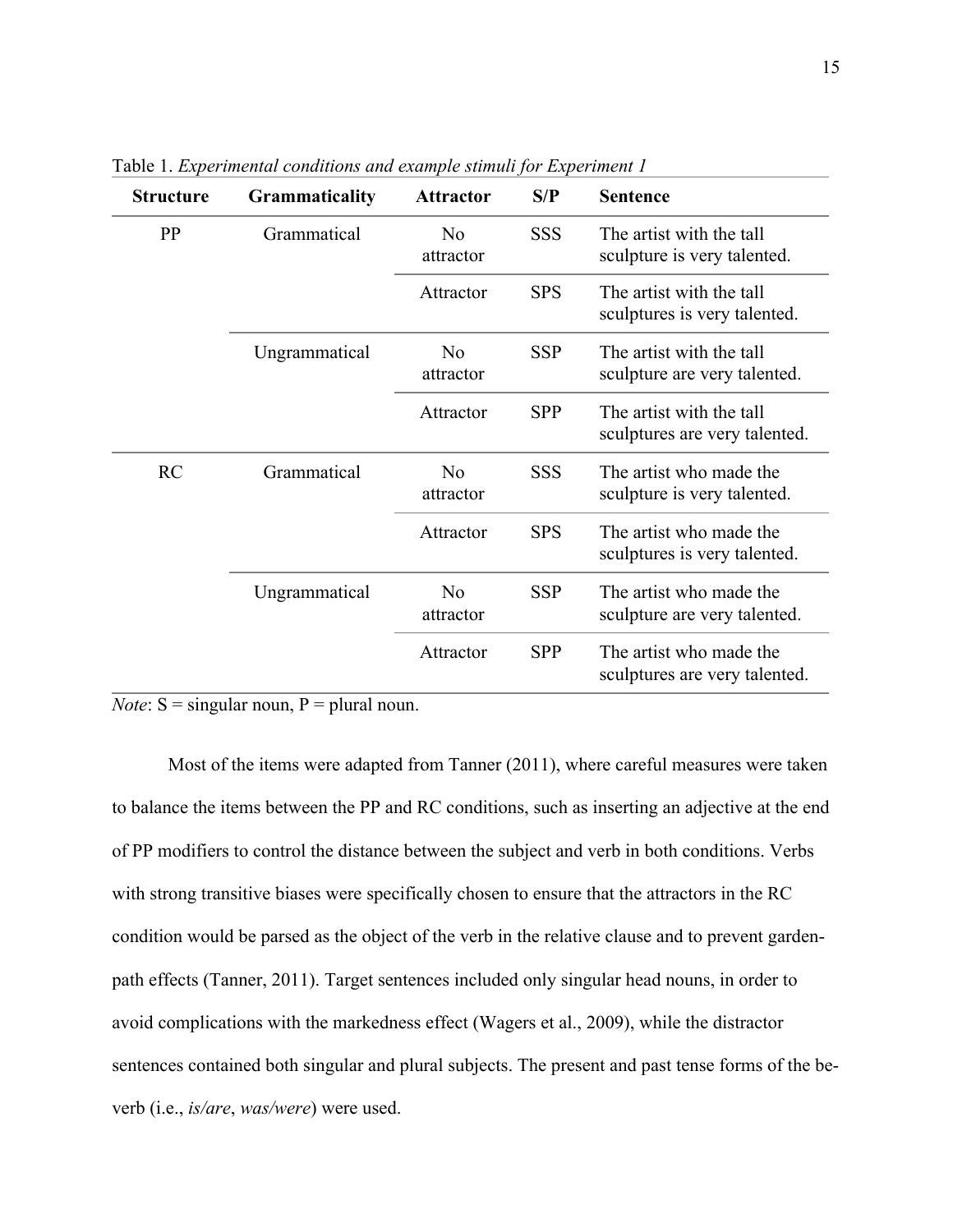Table 1. *Experimental conditions and example stimuli for Experiment 1*

| Structure | Grammaticality | Attractor | S/P | Sentence |
|---|---|---|---|---|
| PP | Grammatical | No attractor | SSS | The artist with the tall sculpture is very talented. |
| | | Attractor | SPS | The artist with the tall sculptures is very talented. |
| | Ungrammatical | No attractor | SSP | The artist with the tall sculpture are very talented. |
| | | Attractor | SPP | The artist with the tall sculptures are very talented. |
| RC | Grammatical | No attractor | SSS | The artist who made the sculpture is very talented. |
| | | Attractor | SPS | The artist who made the sculptures is very talented. |
| | Ungrammatical | No attractor | SSP | The artist who made the sculpture are very talented. |
| | | Attractor | SPP | The artist who made the sculptures are very talented. |

*Note*: S = singular noun, P = plural noun.

Most of the items were adapted from Tanner (2011), where careful measures were taken to balance the items between the PP and RC conditions, such as inserting an adjective at the end of PP modifiers to control the distance between the subject and verb in both conditions. Verbs with strong transitive biases were specifically chosen to ensure that the attractors in the RC condition would be parsed as the object of the verb in the relative clause and to prevent garden-path effects (Tanner, 2011). Target sentences included only singular head nouns, in order to avoid complications with the markedness effect (Wagers et al., 2009), while the distractor sentences contained both singular and plural subjects. The present and past tense forms of the be-verb (i.e., *is/are*, *was/were*) were used.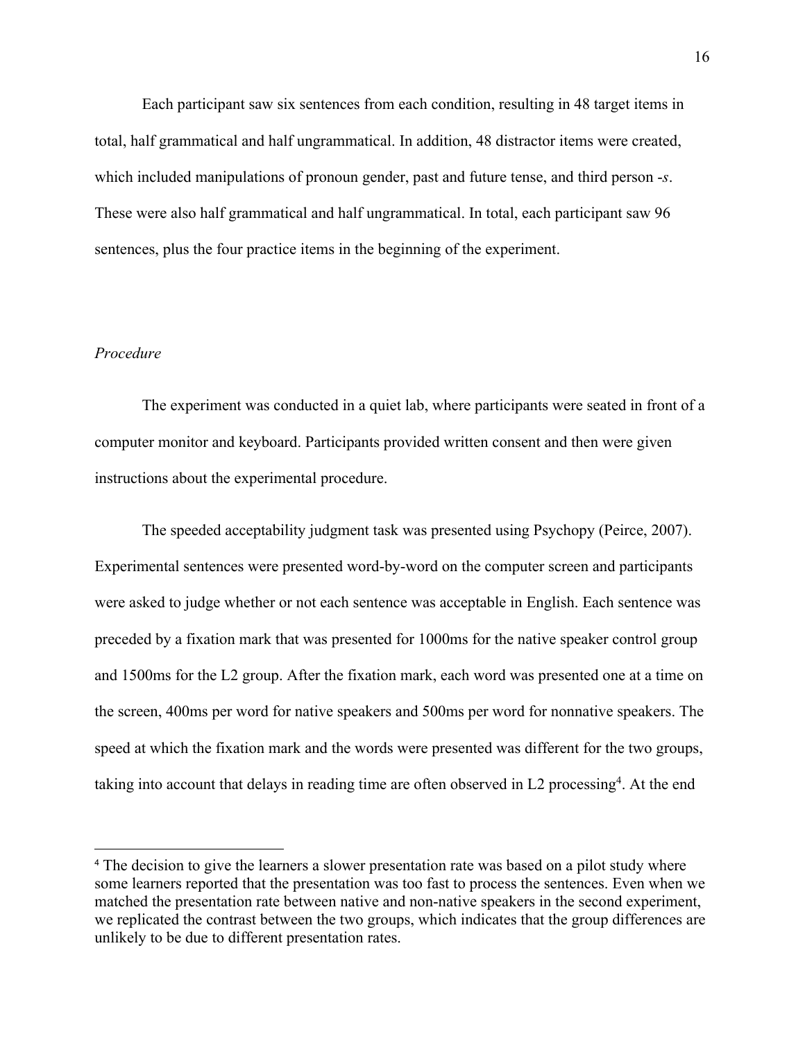Each participant saw six sentences from each condition, resulting in 48 target items in total, half grammatical and half ungrammatical. In addition, 48 distractor items were created, which included manipulations of pronoun gender, past and future tense, and third person -*s*. These were also half grammatical and half ungrammatical. In total, each participant saw 96 sentences, plus the four practice items in the beginning of the experiment.

*Procedure*

The experiment was conducted in a quiet lab, where participants were seated in front of a computer monitor and keyboard. Participants provided written consent and then were given instructions about the experimental procedure.

The speeded acceptability judgment task was presented using Psychopy (Peirce, 2007). Experimental sentences were presented word-by-word on the computer screen and participants were asked to judge whether or not each sentence was acceptable in English. Each sentence was preceded by a fixation mark that was presented for 1000ms for the native speaker control group and 1500ms for the L2 group. After the fixation mark, each word was presented one at a time on the screen, 400ms per word for native speakers and 500ms per word for nonnative speakers. The speed at which the fixation mark and the words were presented was different for the two groups, taking into account that delays in reading time are often observed in L2 processing[4]. At the end

[4] The decision to give the learners a slower presentation rate was based on a pilot study where some learners reported that the presentation was too fast to process the sentences. Even when we matched the presentation rate between native and non-native speakers in the second experiment, we replicated the contrast between the two groups, which indicates that the group differences are unlikely to be due to different presentation rates.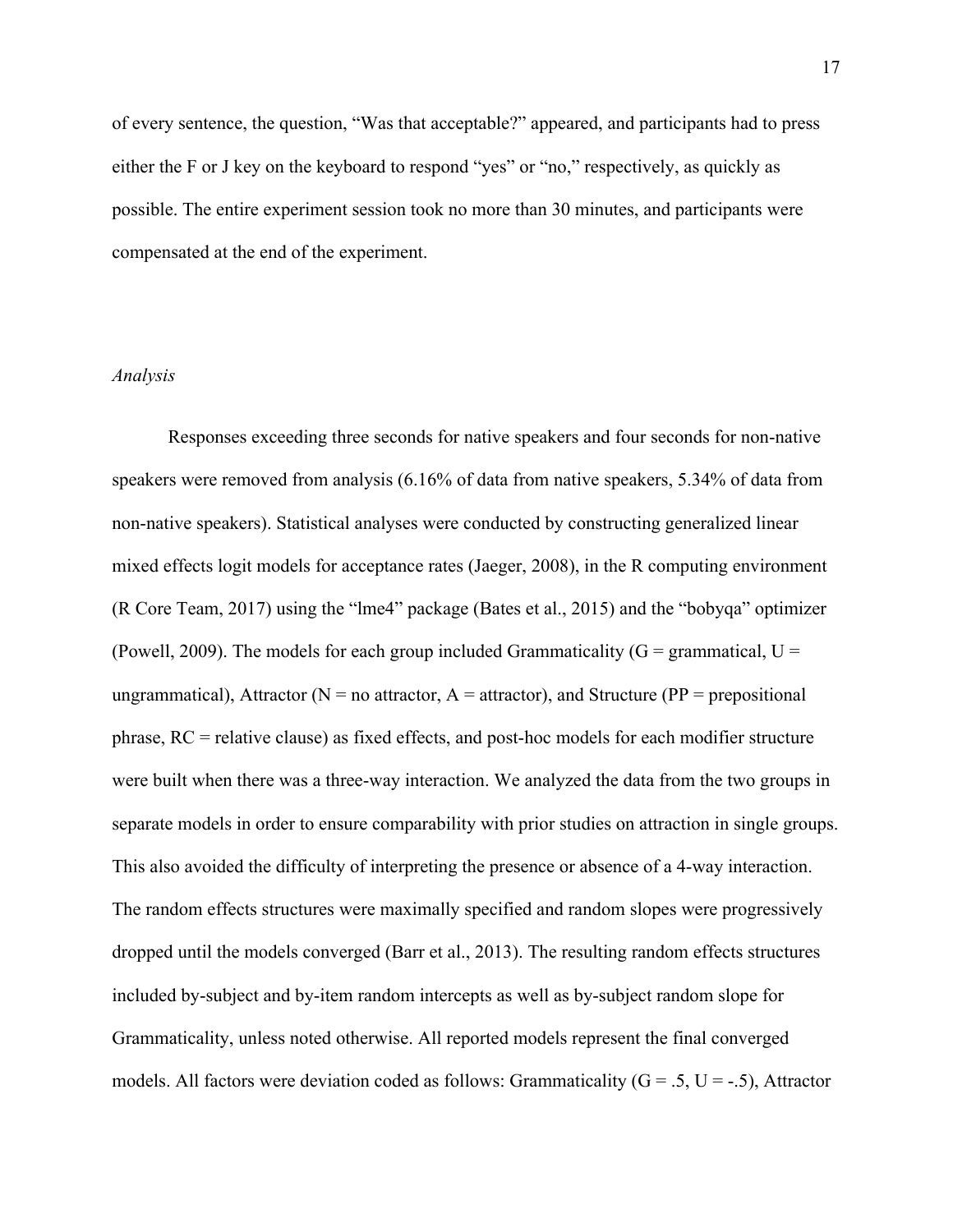of every sentence, the question, “Was that acceptable?” appeared, and participants had to press either the F or J key on the keyboard to respond “yes” or “no,” respectively, as quickly as possible. The entire experiment session took no more than 30 minutes, and participants were compensated at the end of the experiment.

### *Analysis*

Responses exceeding three seconds for native speakers and four seconds for non-native speakers were removed from analysis (6.16% of data from native speakers, 5.34% of data from non-native speakers). Statistical analyses were conducted by constructing generalized linear mixed effects logit models for acceptance rates (Jaeger, 2008), in the R computing environment (R Core Team, 2017) using the “lme4” package (Bates et al., 2015) and the “bobyqa” optimizer (Powell, 2009). The models for each group included Grammaticality (G = grammatical, U = ungrammatical), Attractor (N = no attractor, A = attractor), and Structure (PP = prepositional phrase, RC = relative clause) as fixed effects, and post-hoc models for each modifier structure were built when there was a three-way interaction. We analyzed the data from the two groups in separate models in order to ensure comparability with prior studies on attraction in single groups. This also avoided the difficulty of interpreting the presence or absence of a 4-way interaction. The random effects structures were maximally specified and random slopes were progressively dropped until the models converged (Barr et al., 2013). The resulting random effects structures included by-subject and by-item random intercepts as well as by-subject random slope for Grammaticality, unless noted otherwise. All reported models represent the final converged models. All factors were deviation coded as follows: Grammaticality (G = .5, U = -.5), Attractor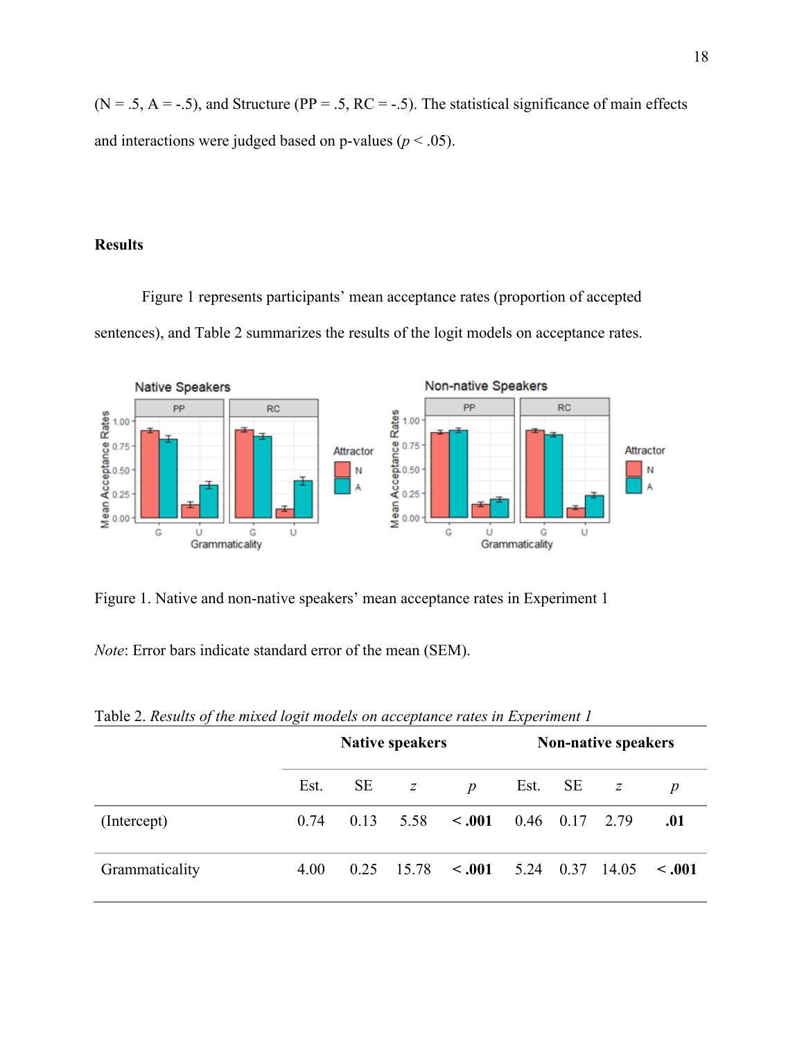(N = .5, A = -.5), and Structure (PP = .5, RC = -.5). The statistical significance of main effects and interactions were judged based on p-values ($p < .05$).

**Results**

Figure 1 represents participants' mean acceptance rates (proportion of accepted sentences), and Table 2 summarizes the results of the logit models on acceptance rates.

Figure 1. Native and non-native speakers' mean acceptance rates in Experiment 1

*Note*: Error bars indicate standard error of the mean (SEM).

Table 2. *Results of the mixed logit models on acceptance rates in Experiment 1*

| | **Native speakers** | | | | **Non-native speakers** | | | |
|---|---|---|---|---|---|---|---|---|
| | Est. | SE | *z* | *p* | Est. | SE | *z* | *p* |
| (Intercept) | 0.74 | 0.13 | 5.58 | **< .001** | 0.46 | 0.17 | 2.79 | **.01** |
| Grammaticality | 4.00 | 0.25 | 15.78 | **< .001** | 5.24 | 0.37 | 14.05 | **< .001** |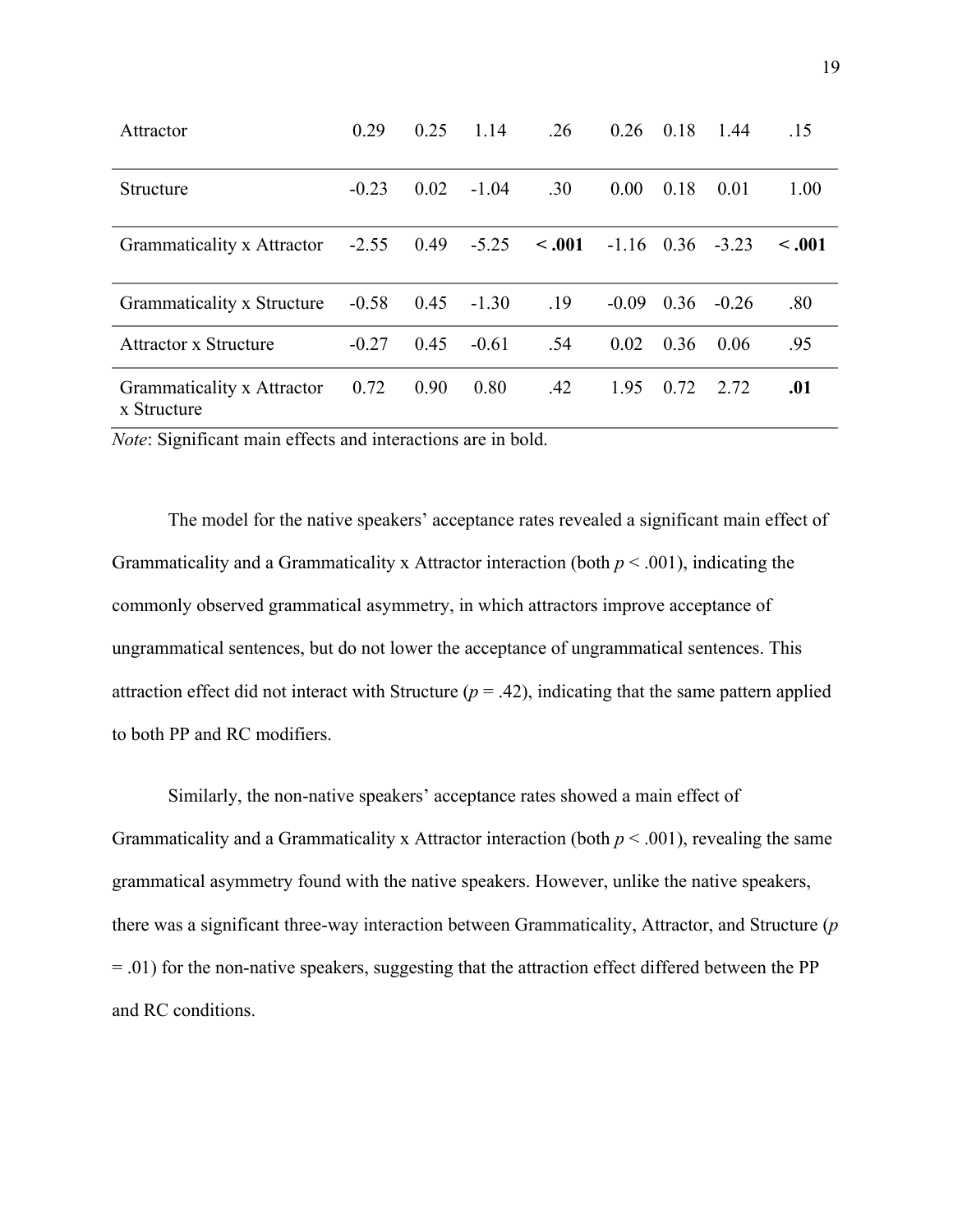| | | | | | | | | |
|---|---|---|---|---|---|---|---|---|
| Attractor | 0.29 | 0.25 | 1.14 | .26 | 0.26 | 0.18 | 1.44 | .15 |
| Structure | -0.23 | 0.02 | -1.04 | .30 | 0.00 | 0.18 | 0.01 | 1.00 |
| Grammaticality x Attractor | -2.55 | 0.49 | -5.25 | **< .001** | -1.16 | 0.36 | -3.23 | **< .001** |
| Grammaticality x Structure | -0.58 | 0.45 | -1.30 | .19 | -0.09 | 0.36 | -0.26 | .80 |
| Attractor x Structure | -0.27 | 0.45 | -0.61 | .54 | 0.02 | 0.36 | 0.06 | .95 |
| Grammaticality x Attractor x Structure | 0.72 | 0.90 | 0.80 | .42 | 1.95 | 0.72 | 2.72 | **.01** |

*Note*: Significant main effects and interactions are in bold.

The model for the native speakers' acceptance rates revealed a significant main effect of Grammaticality and a Grammaticality x Attractor interaction (both $p < .001$), indicating the commonly observed grammatical asymmetry, in which attractors improve acceptance of ungrammatical sentences, but do not lower the acceptance of ungrammatical sentences. This attraction effect did not interact with Structure ($p = .42$), indicating that the same pattern applied to both PP and RC modifiers.

Similarly, the non-native speakers' acceptance rates showed a main effect of Grammaticality and a Grammaticality x Attractor interaction (both $p < .001$), revealing the same grammatical asymmetry found with the native speakers. However, unlike the native speakers, there was a significant three-way interaction between Grammaticality, Attractor, and Structure ($p = .01$) for the non-native speakers, suggesting that the attraction effect differed between the PP and RC conditions.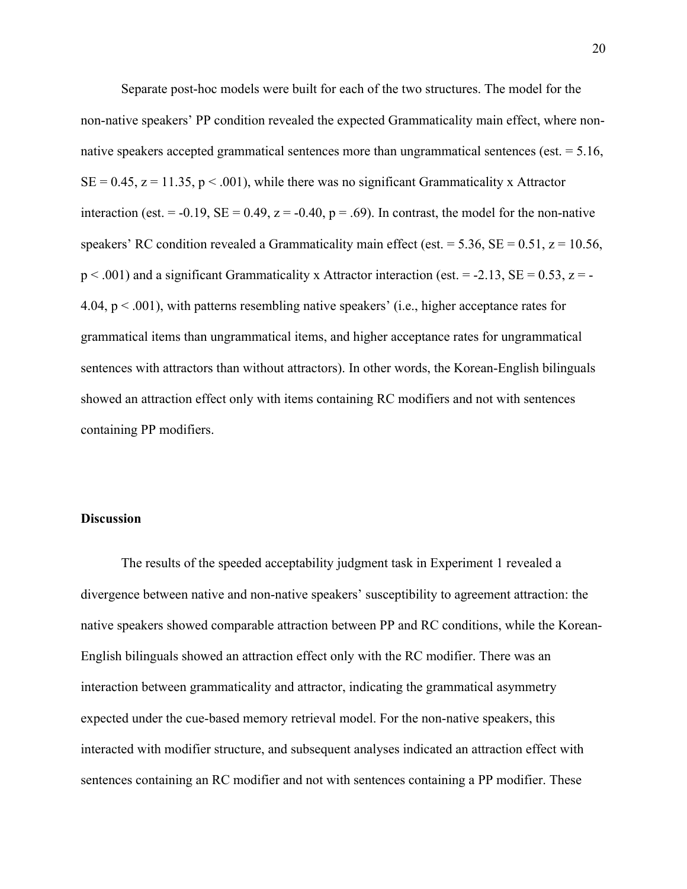Separate post-hoc models were built for each of the two structures. The model for the non-native speakers' PP condition revealed the expected Grammaticality main effect, where non-native speakers accepted grammatical sentences more than ungrammatical sentences (est. = 5.16, SE = 0.45, $z = 11.35$, $p < .001$), while there was no significant Grammaticality x Attractor interaction (est. = -0.19, SE = 0.49, $z = -0.40$, $p = .69$). In contrast, the model for the non-native speakers' RC condition revealed a Grammaticality main effect (est. = 5.36, SE = 0.51, $z = 10.56$, $p < .001$) and a significant Grammaticality x Attractor interaction (est. = -2.13, SE = 0.53, $z = -4.04$, $p < .001$), with patterns resembling native speakers' (i.e., higher acceptance rates for grammatical items than ungrammatical items, and higher acceptance rates for ungrammatical sentences with attractors than without attractors). In other words, the Korean-English bilinguals showed an attraction effect only with items containing RC modifiers and not with sentences containing PP modifiers.

## Discussion

The results of the speeded acceptability judgment task in Experiment 1 revealed a divergence between native and non-native speakers' susceptibility to agreement attraction: the native speakers showed comparable attraction between PP and RC conditions, while the Korean-English bilinguals showed an attraction effect only with the RC modifier. There was an interaction between grammaticality and attractor, indicating the grammatical asymmetry expected under the cue-based memory retrieval model. For the non-native speakers, this interacted with modifier structure, and subsequent analyses indicated an attraction effect with sentences containing an RC modifier and not with sentences containing a PP modifier. These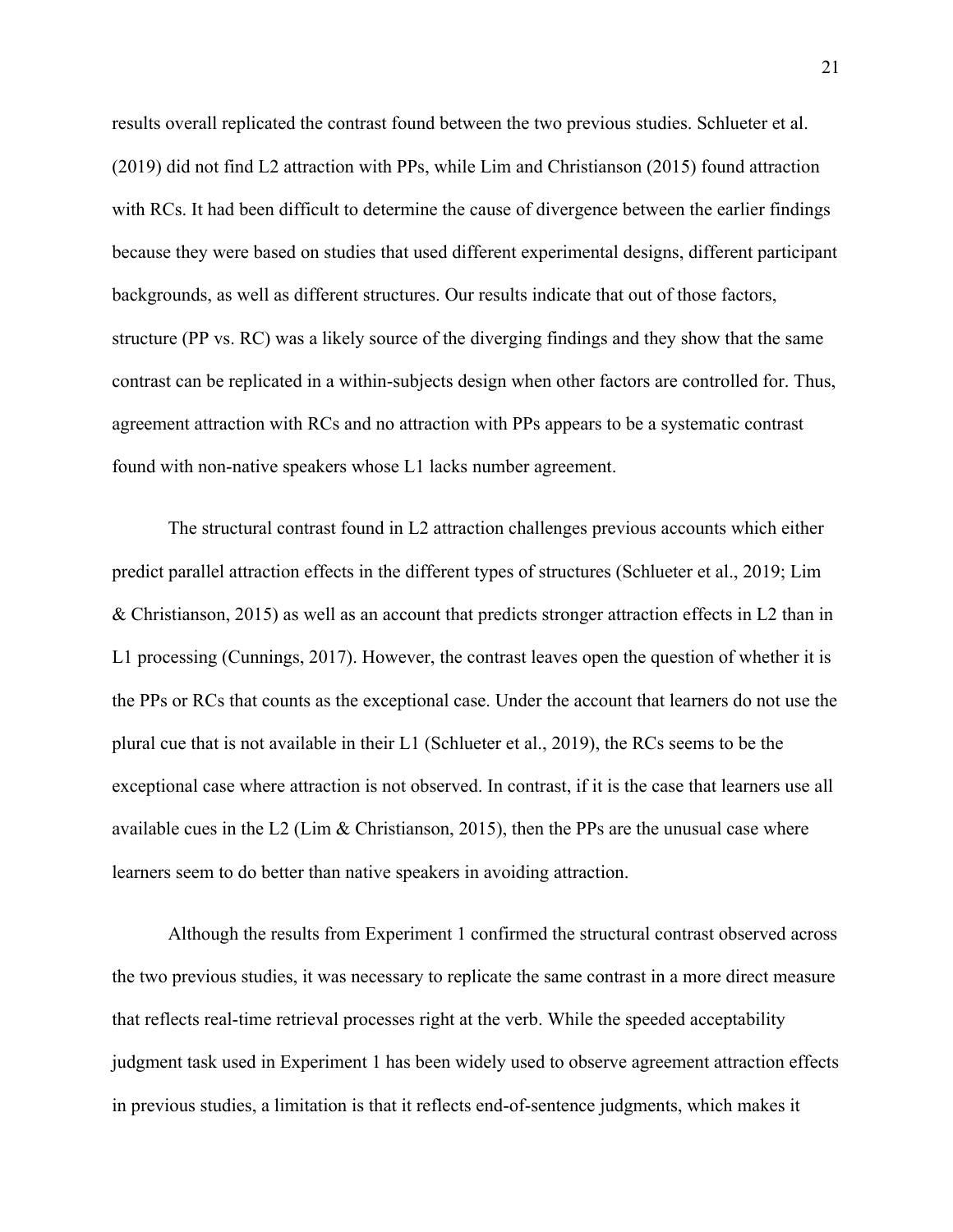results overall replicated the contrast found between the two previous studies. Schlueter et al. (2019) did not find L2 attraction with PPs, while Lim and Christianson (2015) found attraction with RCs. It had been difficult to determine the cause of divergence between the earlier findings because they were based on studies that used different experimental designs, different participant backgrounds, as well as different structures. Our results indicate that out of those factors, structure (PP vs. RC) was a likely source of the diverging findings and they show that the same contrast can be replicated in a within-subjects design when other factors are controlled for. Thus, agreement attraction with RCs and no attraction with PPs appears to be a systematic contrast found with non-native speakers whose L1 lacks number agreement.

The structural contrast found in L2 attraction challenges previous accounts which either predict parallel attraction effects in the different types of structures (Schlueter et al., 2019; Lim & Christianson, 2015) as well as an account that predicts stronger attraction effects in L2 than in L1 processing (Cunnings, 2017). However, the contrast leaves open the question of whether it is the PPs or RCs that counts as the exceptional case. Under the account that learners do not use the plural cue that is not available in their L1 (Schlueter et al., 2019), the RCs seems to be the exceptional case where attraction is not observed. In contrast, if it is the case that learners use all available cues in the L2 (Lim & Christianson, 2015), then the PPs are the unusual case where learners seem to do better than native speakers in avoiding attraction.

Although the results from Experiment 1 confirmed the structural contrast observed across the two previous studies, it was necessary to replicate the same contrast in a more direct measure that reflects real-time retrieval processes right at the verb. While the speeded acceptability judgment task used in Experiment 1 has been widely used to observe agreement attraction effects in previous studies, a limitation is that it reflects end-of-sentence judgments, which makes it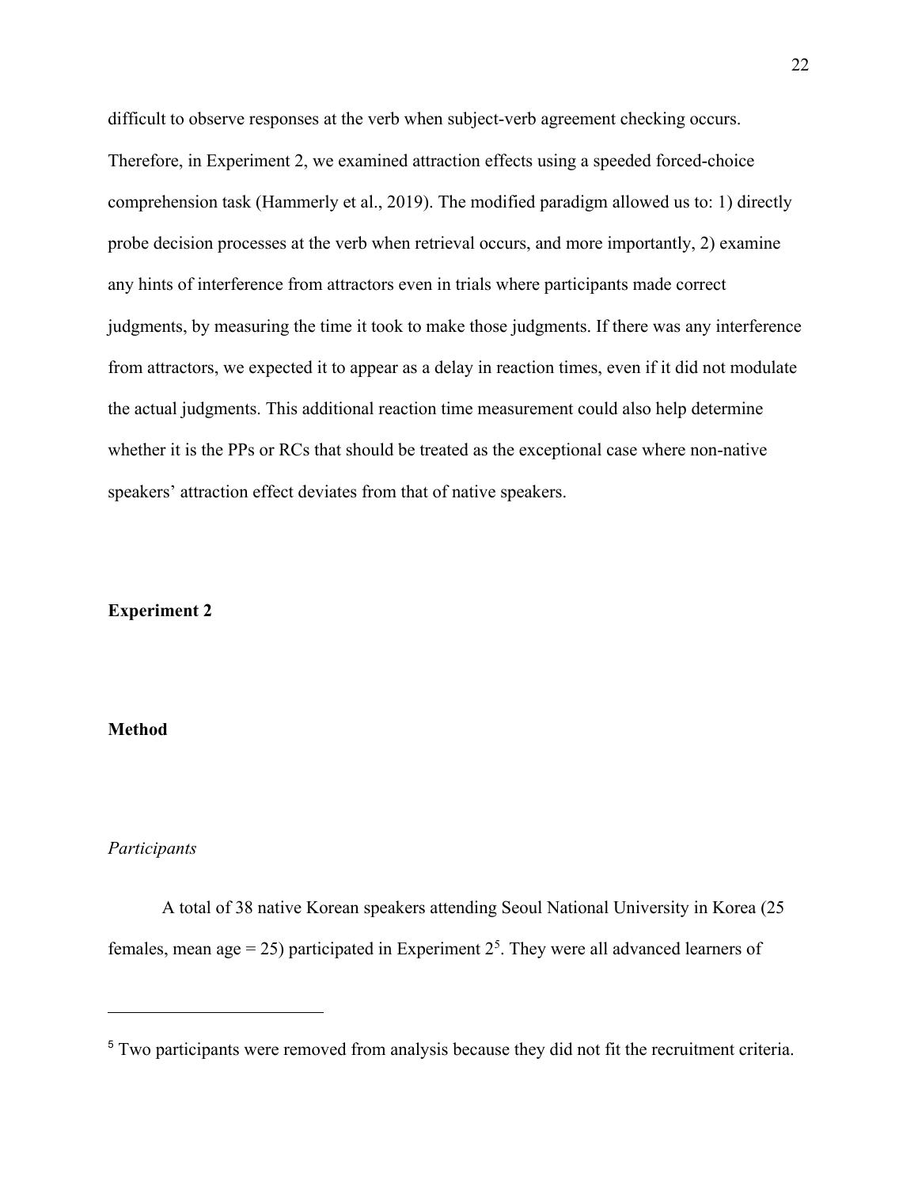difficult to observe responses at the verb when subject-verb agreement checking occurs. Therefore, in Experiment 2, we examined attraction effects using a speeded forced-choice comprehension task (Hammerly et al., 2019). The modified paradigm allowed us to: 1) directly probe decision processes at the verb when retrieval occurs, and more importantly, 2) examine any hints of interference from attractors even in trials where participants made correct judgments, by measuring the time it took to make those judgments. If there was any interference from attractors, we expected it to appear as a delay in reaction times, even if it did not modulate the actual judgments. This additional reaction time measurement could also help determine whether it is the PPs or RCs that should be treated as the exceptional case where non-native speakers' attraction effect deviates from that of native speakers.

## Experiment 2

### Method

#### *Participants*

A total of 38 native Korean speakers attending Seoul National University in Korea (25 females, mean age = 25) participated in Experiment 2[5]. They were all advanced learners of

[5] Two participants were removed from analysis because they did not fit the recruitment criteria.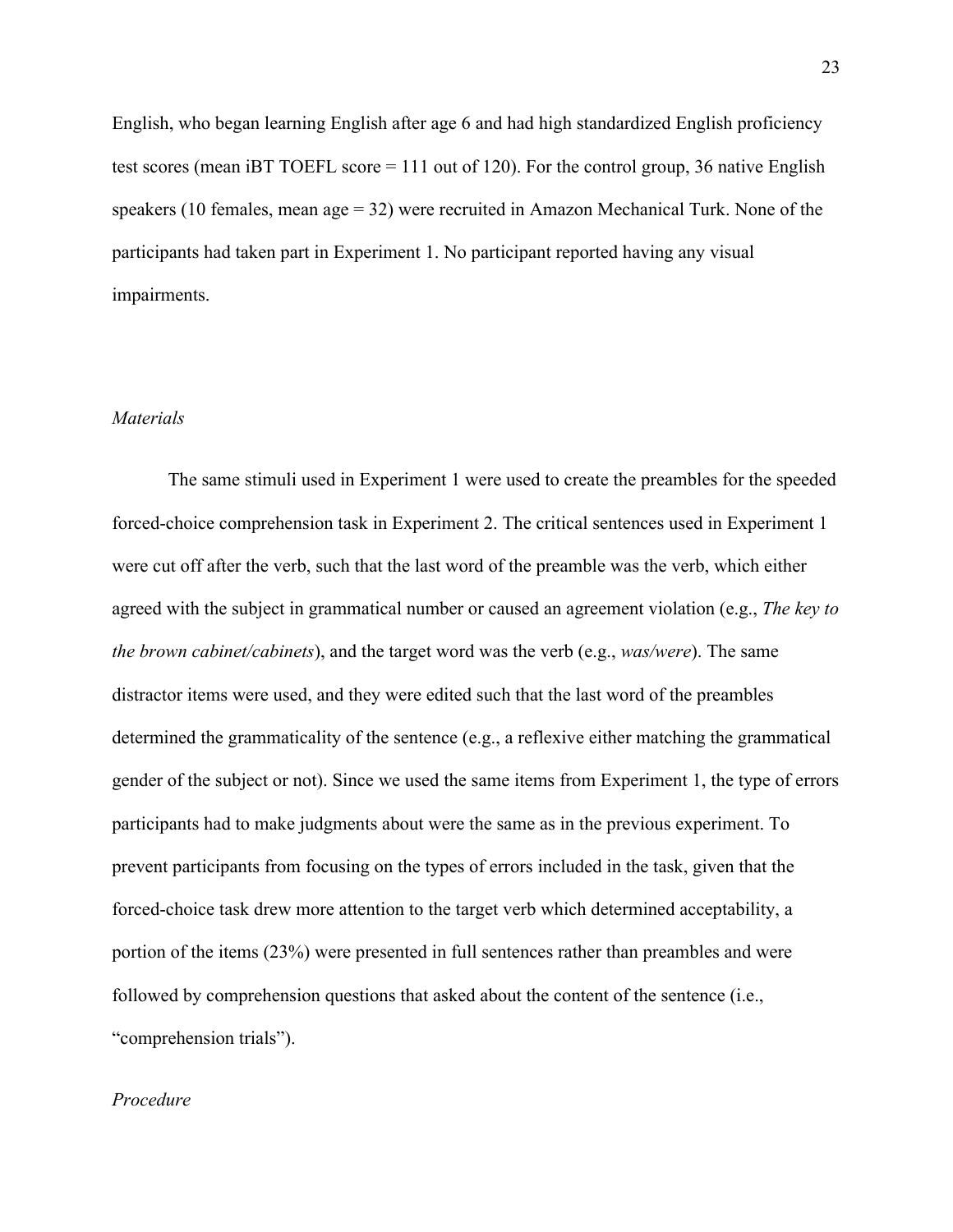English, who began learning English after age 6 and had high standardized English proficiency test scores (mean iBT TOEFL score = 111 out of 120). For the control group, 36 native English speakers (10 females, mean age = 32) were recruited in Amazon Mechanical Turk. None of the participants had taken part in Experiment 1. No participant reported having any visual impairments.

*Materials*

The same stimuli used in Experiment 1 were used to create the preambles for the speeded forced-choice comprehension task in Experiment 2. The critical sentences used in Experiment 1 were cut off after the verb, such that the last word of the preamble was the verb, which either agreed with the subject in grammatical number or caused an agreement violation (e.g., *The key to the brown cabinet/cabinets*), and the target word was the verb (e.g., *was/were*). The same distractor items were used, and they were edited such that the last word of the preambles determined the grammaticality of the sentence (e.g., a reflexive either matching the grammatical gender of the subject or not). Since we used the same items from Experiment 1, the type of errors participants had to make judgments about were the same as in the previous experiment. To prevent participants from focusing on the types of errors included in the task, given that the forced-choice task drew more attention to the target verb which determined acceptability, a portion of the items (23%) were presented in full sentences rather than preambles and were followed by comprehension questions that asked about the content of the sentence (i.e., "comprehension trials").

*Procedure*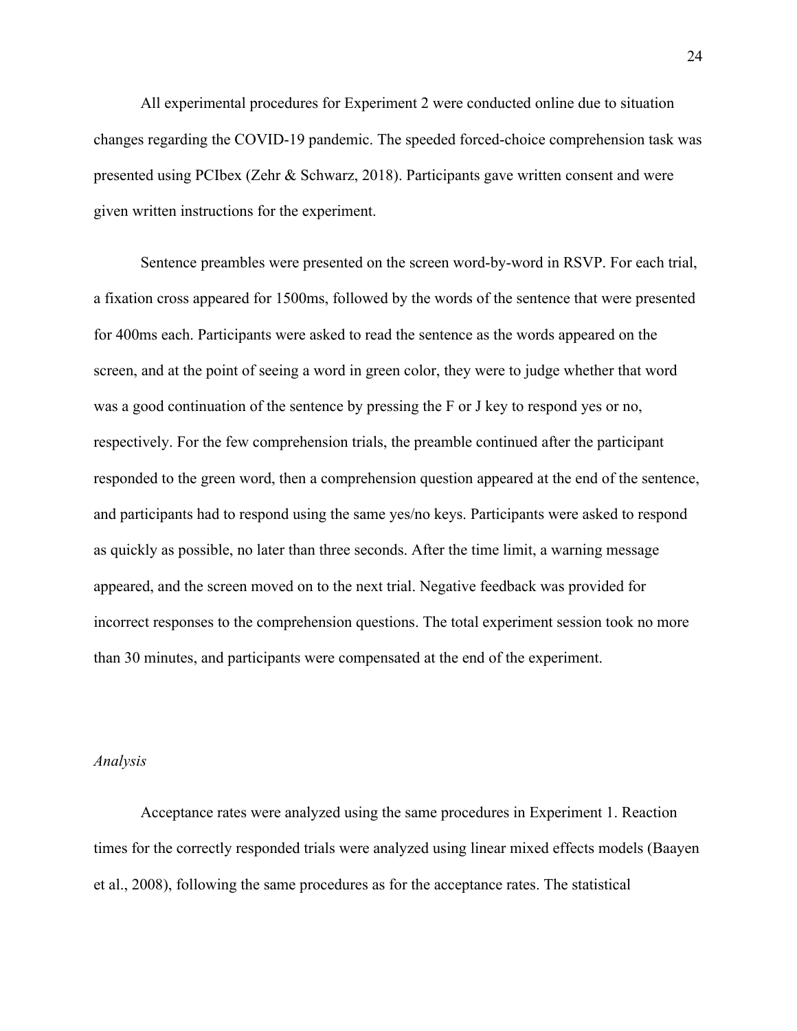All experimental procedures for Experiment 2 were conducted online due to situation changes regarding the COVID-19 pandemic. The speeded forced-choice comprehension task was presented using PCIbex (Zehr & Schwarz, 2018). Participants gave written consent and were given written instructions for the experiment.

Sentence preambles were presented on the screen word-by-word in RSVP. For each trial, a fixation cross appeared for 1500ms, followed by the words of the sentence that were presented for 400ms each. Participants were asked to read the sentence as the words appeared on the screen, and at the point of seeing a word in green color, they were to judge whether that word was a good continuation of the sentence by pressing the F or J key to respond yes or no, respectively. For the few comprehension trials, the preamble continued after the participant responded to the green word, then a comprehension question appeared at the end of the sentence, and participants had to respond using the same yes/no keys. Participants were asked to respond as quickly as possible, no later than three seconds. After the time limit, a warning message appeared, and the screen moved on to the next trial. Negative feedback was provided for incorrect responses to the comprehension questions. The total experiment session took no more than 30 minutes, and participants were compensated at the end of the experiment.

*Analysis*

Acceptance rates were analyzed using the same procedures in Experiment 1. Reaction times for the correctly responded trials were analyzed using linear mixed effects models (Baayen et al., 2008), following the same procedures as for the acceptance rates. The statistical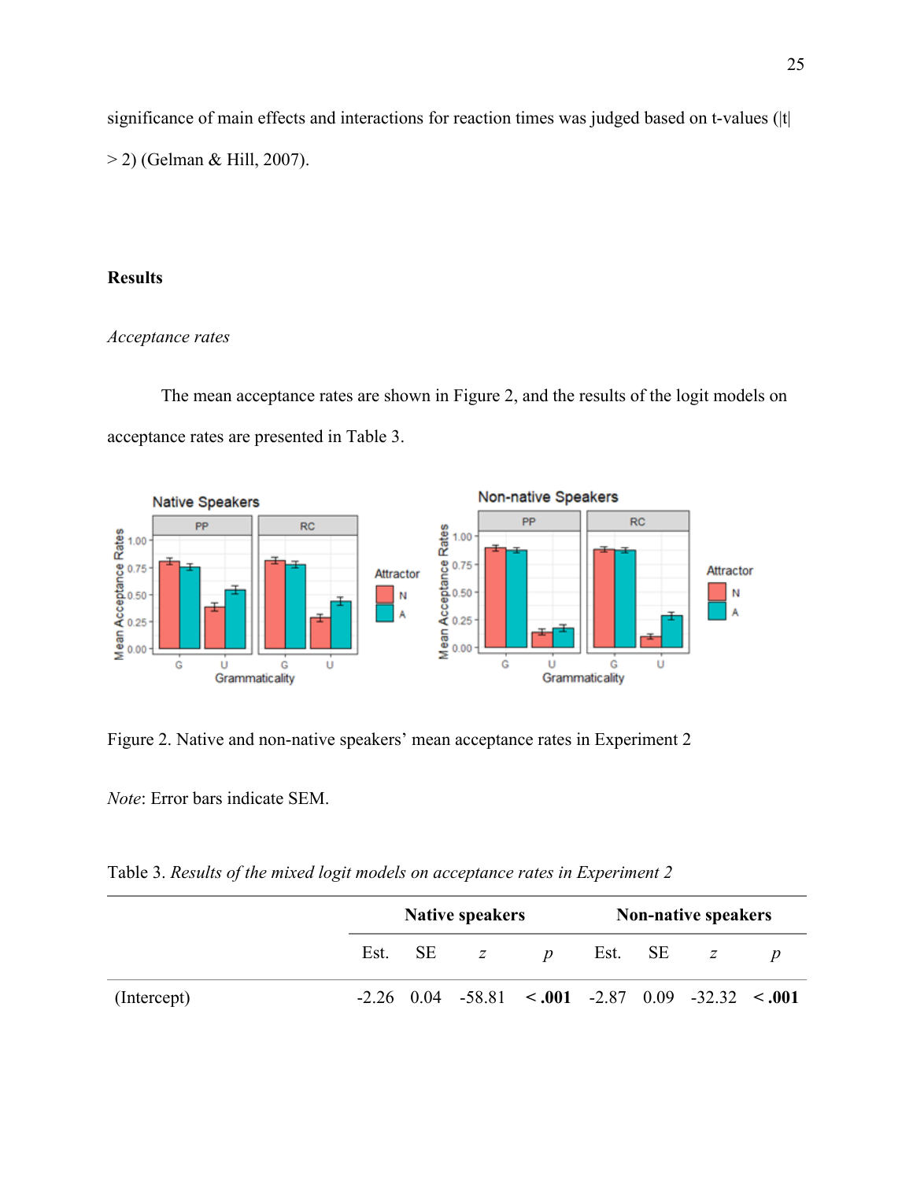significance of main effects and interactions for reaction times was judged based on t-values (|t| > 2) (Gelman & Hill, 2007).

## Results

### *Acceptance rates*

The mean acceptance rates are shown in Figure 2, and the results of the logit models on acceptance rates are presented in Table 3.

Figure 2. Native and non-native speakers' mean acceptance rates in Experiment 2

*Note*: Error bars indicate SEM.

Table 3. *Results of the mixed logit models on acceptance rates in Experiment 2*

| | **Native speakers** | | | | **Non-native speakers** | | | |
|---|---|---|---|---|---|---|---|---|
| | Est. | SE | *z* | *p* | Est. | SE | *z* | *p* |
| (Intercept) | -2.26 | 0.04 | -58.81 | **< .001** | -2.87 | 0.09 | -32.32 | **< .001** |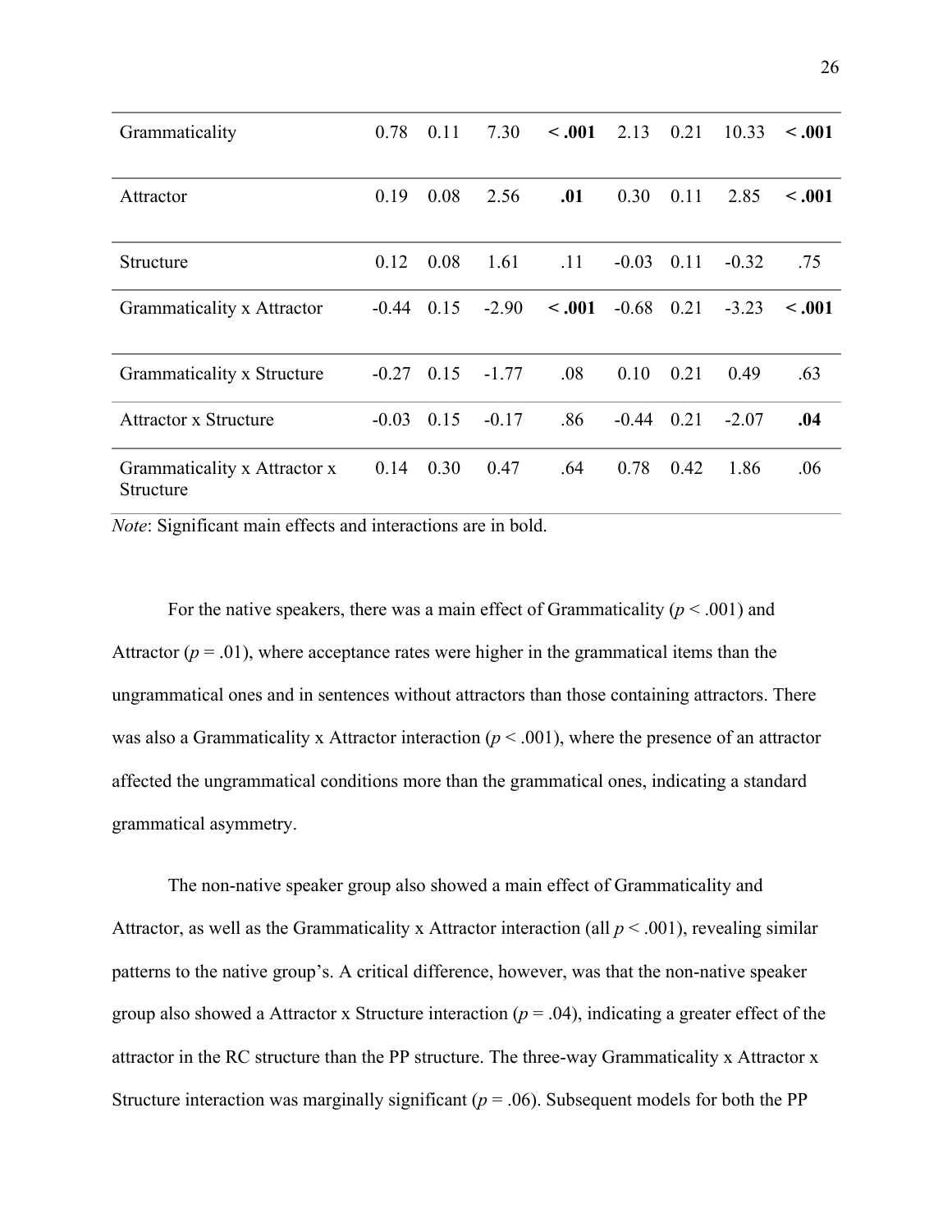| | | | | | | | | |
|---|---|---|---|---|---|---|---|---|
| Grammaticality | 0.78 | 0.11 | 7.30 | **< .001** | 2.13 | 0.21 | 10.33 | **< .001** |
| Attractor | 0.19 | 0.08 | 2.56 | **.01** | 0.30 | 0.11 | 2.85 | **< .001** |
| Structure | 0.12 | 0.08 | 1.61 | .11 | -0.03 | 0.11 | -0.32 | .75 |
| Grammaticality x Attractor | -0.44 | 0.15 | -2.90 | **< .001** | -0.68 | 0.21 | -3.23 | **< .001** |
| Grammaticality x Structure | -0.27 | 0.15 | -1.77 | .08 | 0.10 | 0.21 | 0.49 | .63 |
| Attractor x Structure | -0.03 | 0.15 | -0.17 | .86 | -0.44 | 0.21 | -2.07 | **.04** |
| Grammaticality x Attractor x Structure | 0.14 | 0.30 | 0.47 | .64 | 0.78 | 0.42 | 1.86 | .06 |

*Note*: Significant main effects and interactions are in bold.

For the native speakers, there was a main effect of Grammaticality ($p < .001$) and Attractor ($p = .01$), where acceptance rates were higher in the grammatical items than the ungrammatical ones and in sentences without attractors than those containing attractors. There was also a Grammaticality x Attractor interaction ($p < .001$), where the presence of an attractor affected the ungrammatical conditions more than the grammatical ones, indicating a standard grammatical asymmetry.

The non-native speaker group also showed a main effect of Grammaticality and Attractor, as well as the Grammaticality x Attractor interaction (all $p < .001$), revealing similar patterns to the native group's. A critical difference, however, was that the non-native speaker group also showed a Attractor x Structure interaction ($p = .04$), indicating a greater effect of the attractor in the RC structure than the PP structure. The three-way Grammaticality x Attractor x Structure interaction was marginally significant ($p = .06$). Subsequent models for both the PP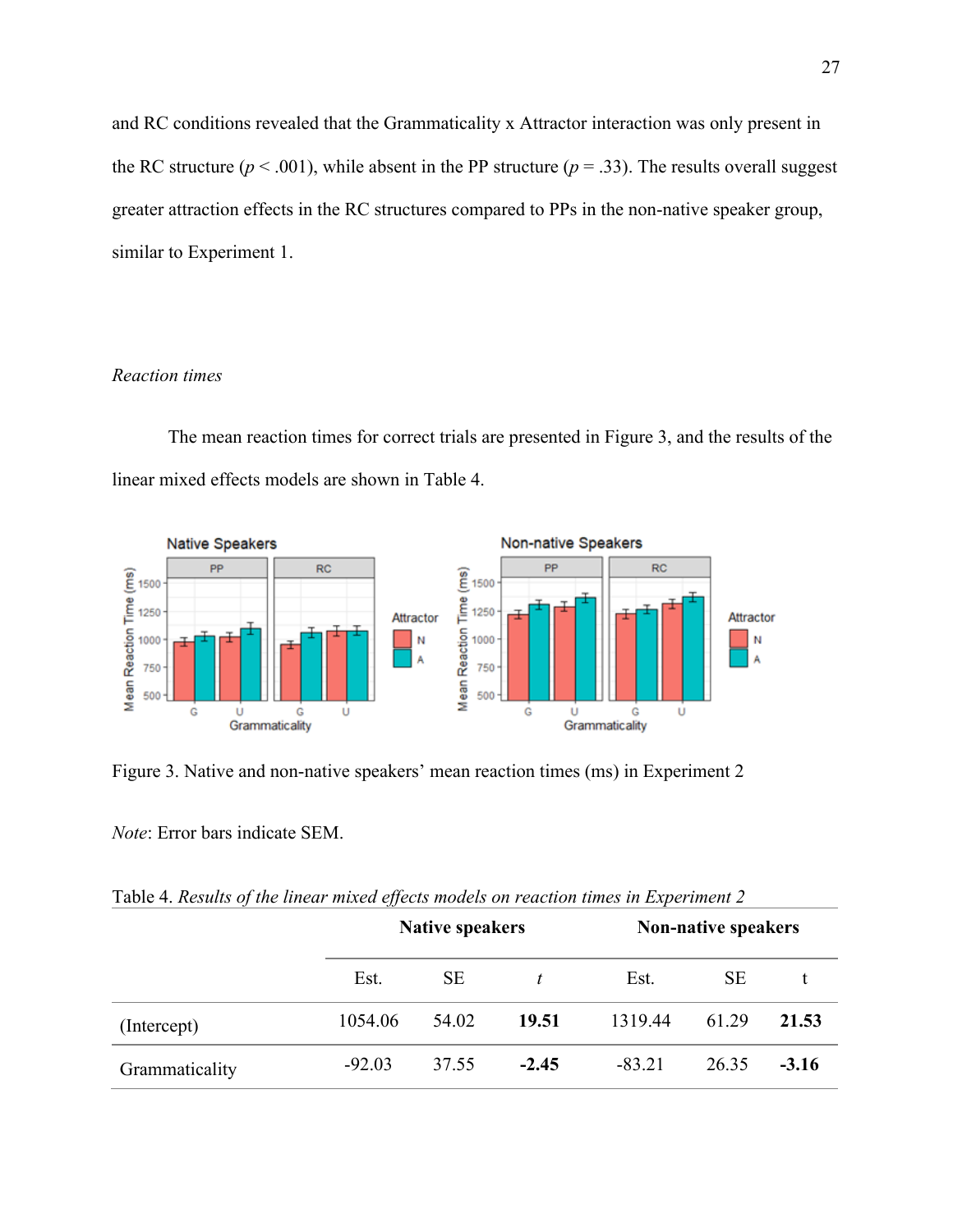and RC conditions revealed that the Grammaticality x Attractor interaction was only present in the RC structure ($p < .001$), while absent in the PP structure ($p = .33$). The results overall suggest greater attraction effects in the RC structures compared to PPs in the non-native speaker group, similar to Experiment 1.

*Reaction times*

The mean reaction times for correct trials are presented in Figure 3, and the results of the linear mixed effects models are shown in Table 4.

Figure 3. Native and non-native speakers' mean reaction times (ms) in Experiment 2

*Note*: Error bars indicate SEM.

Table 4. *Results of the linear mixed effects models on reaction times in Experiment 2*

| | Native speakers | | | Non-native speakers | | |
|---|---|---|---|---|---|---|
| | Est. | SE | *t* | Est. | SE | t |
| (Intercept) | 1054.06 | 54.02 | **19.51** | 1319.44 | 61.29 | **21.53** |
| Grammaticality | -92.03 | 37.55 | **-2.45** | -83.21 | 26.35 | **-3.16** |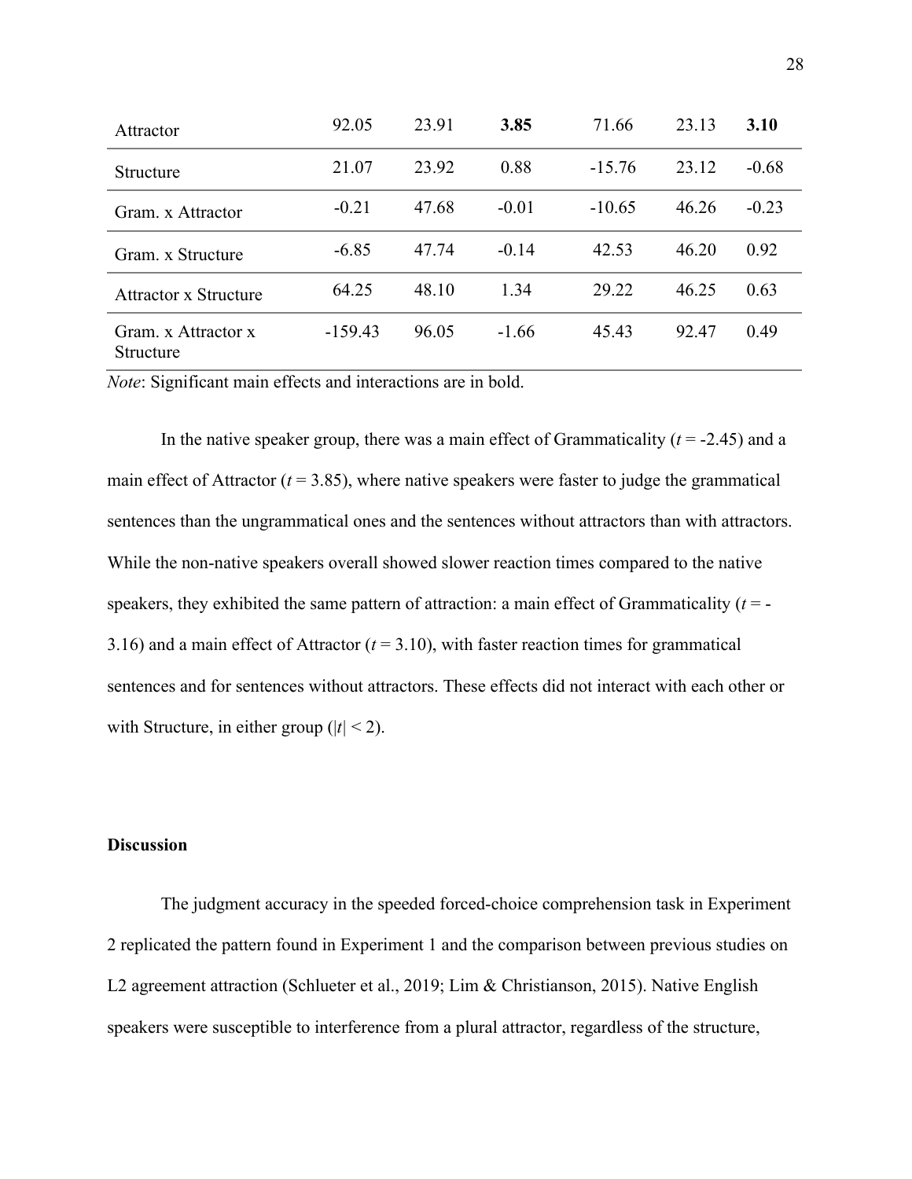| | | | | | | |
|---|---|---|---|---|---|---|
| Attractor | 92.05 | 23.91 | **3.85** | 71.66 | 23.13 | **3.10** |
| Structure | 21.07 | 23.92 | 0.88 | -15.76 | 23.12 | -0.68 |
| Gram. x Attractor | -0.21 | 47.68 | -0.01 | -10.65 | 46.26 | -0.23 |
| Gram. x Structure | -6.85 | 47.74 | -0.14 | 42.53 | 46.20 | 0.92 |
| Attractor x Structure | 64.25 | 48.10 | 1.34 | 29.22 | 46.25 | 0.63 |
| Gram. x Attractor x Structure | -159.43 | 96.05 | -1.66 | 45.43 | 92.47 | 0.49 |

*Note*: Significant main effects and interactions are in bold.

In the native speaker group, there was a main effect of Grammaticality ($t = -2.45$) and a main effect of Attractor ($t = 3.85$), where native speakers were faster to judge the grammatical sentences than the ungrammatical ones and the sentences without attractors than with attractors. While the non-native speakers overall showed slower reaction times compared to the native speakers, they exhibited the same pattern of attraction: a main effect of Grammaticality ($t = -3.16$) and a main effect of Attractor ($t = 3.10$), with faster reaction times for grammatical sentences and for sentences without attractors. These effects did not interact with each other or with Structure, in either group ($|t| < 2$).

**Discussion**

The judgment accuracy in the speeded forced-choice comprehension task in Experiment 2 replicated the pattern found in Experiment 1 and the comparison between previous studies on L2 agreement attraction (Schlueter et al., 2019; Lim & Christianson, 2015). Native English speakers were susceptible to interference from a plural attractor, regardless of the structure,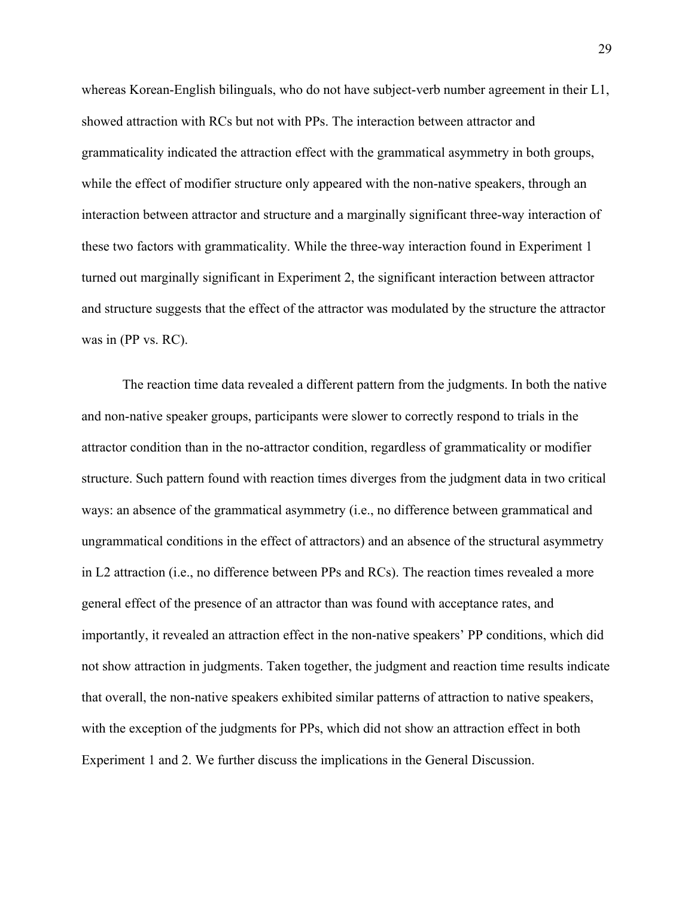whereas Korean-English bilinguals, who do not have subject-verb number agreement in their L1, showed attraction with RCs but not with PPs. The interaction between attractor and grammaticality indicated the attraction effect with the grammatical asymmetry in both groups, while the effect of modifier structure only appeared with the non-native speakers, through an interaction between attractor and structure and a marginally significant three-way interaction of these two factors with grammaticality. While the three-way interaction found in Experiment 1 turned out marginally significant in Experiment 2, the significant interaction between attractor and structure suggests that the effect of the attractor was modulated by the structure the attractor was in (PP vs. RC).

The reaction time data revealed a different pattern from the judgments. In both the native and non-native speaker groups, participants were slower to correctly respond to trials in the attractor condition than in the no-attractor condition, regardless of grammaticality or modifier structure. Such pattern found with reaction times diverges from the judgment data in two critical ways: an absence of the grammatical asymmetry (i.e., no difference between grammatical and ungrammatical conditions in the effect of attractors) and an absence of the structural asymmetry in L2 attraction (i.e., no difference between PPs and RCs). The reaction times revealed a more general effect of the presence of an attractor than was found with acceptance rates, and importantly, it revealed an attraction effect in the non-native speakers' PP conditions, which did not show attraction in judgments. Taken together, the judgment and reaction time results indicate that overall, the non-native speakers exhibited similar patterns of attraction to native speakers, with the exception of the judgments for PPs, which did not show an attraction effect in both Experiment 1 and 2. We further discuss the implications in the General Discussion.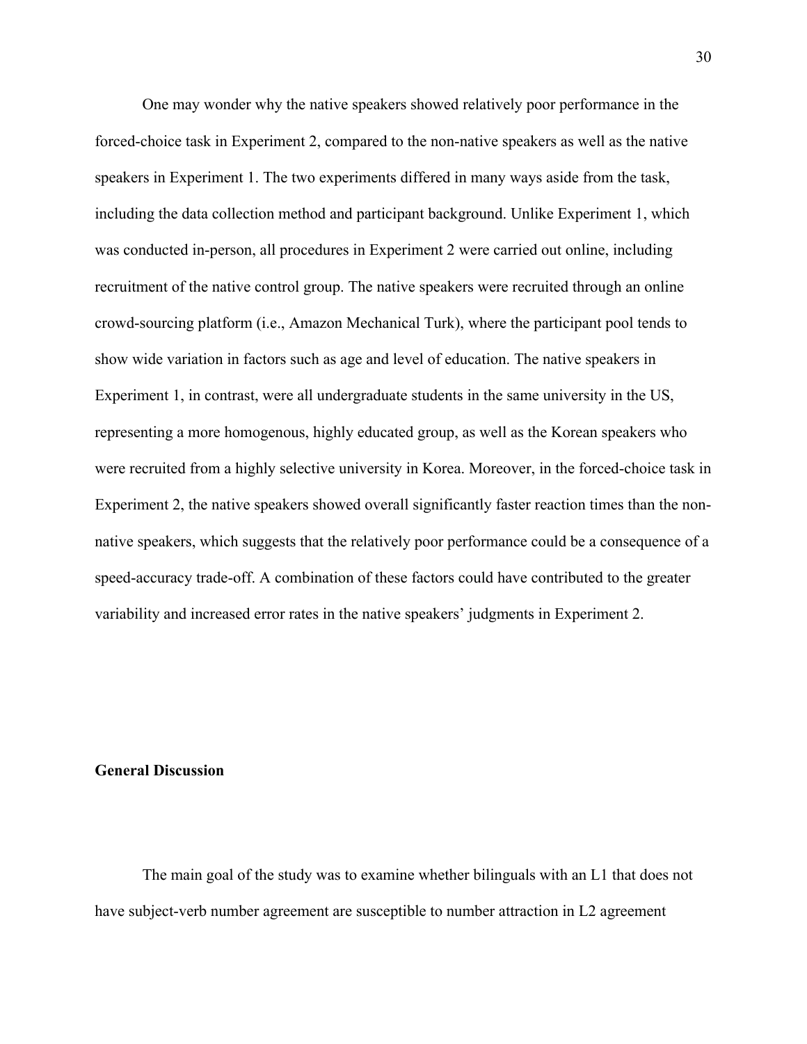One may wonder why the native speakers showed relatively poor performance in the forced-choice task in Experiment 2, compared to the non-native speakers as well as the native speakers in Experiment 1. The two experiments differed in many ways aside from the task, including the data collection method and participant background. Unlike Experiment 1, which was conducted in-person, all procedures in Experiment 2 were carried out online, including recruitment of the native control group. The native speakers were recruited through an online crowd-sourcing platform (i.e., Amazon Mechanical Turk), where the participant pool tends to show wide variation in factors such as age and level of education. The native speakers in Experiment 1, in contrast, were all undergraduate students in the same university in the US, representing a more homogenous, highly educated group, as well as the Korean speakers who were recruited from a highly selective university in Korea. Moreover, in the forced-choice task in Experiment 2, the native speakers showed overall significantly faster reaction times than the non-native speakers, which suggests that the relatively poor performance could be a consequence of a speed-accuracy trade-off. A combination of these factors could have contributed to the greater variability and increased error rates in the native speakers' judgments in Experiment 2.

## General Discussion

The main goal of the study was to examine whether bilinguals with an L1 that does not have subject-verb number agreement are susceptible to number attraction in L2 agreement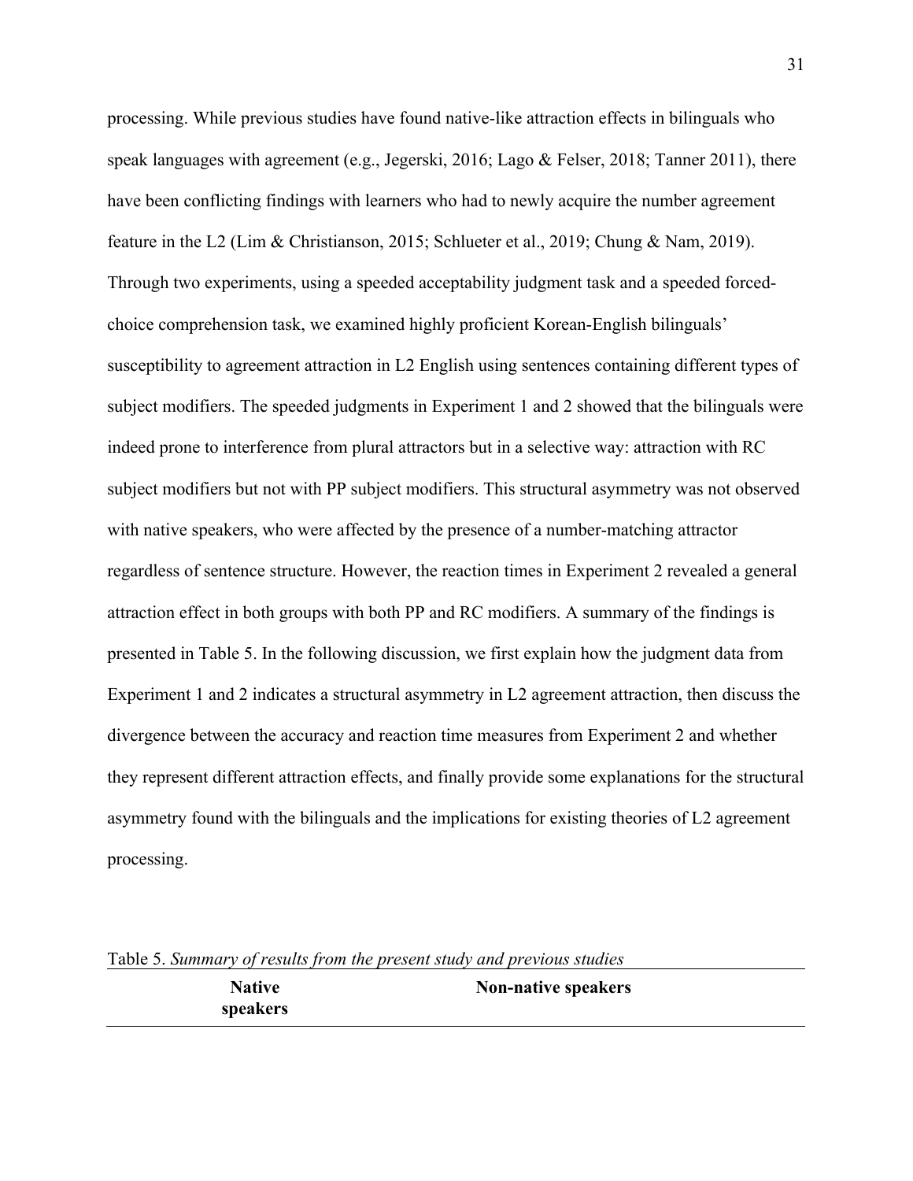processing. While previous studies have found native-like attraction effects in bilinguals who speak languages with agreement (e.g., Jegerski, 2016; Lago & Felser, 2018; Tanner 2011), there have been conflicting findings with learners who had to newly acquire the number agreement feature in the L2 (Lim & Christianson, 2015; Schlueter et al., 2019; Chung & Nam, 2019). Through two experiments, using a speeded acceptability judgment task and a speeded forced-choice comprehension task, we examined highly proficient Korean-English bilinguals' susceptibility to agreement attraction in L2 English using sentences containing different types of subject modifiers. The speeded judgments in Experiment 1 and 2 showed that the bilinguals were indeed prone to interference from plural attractors but in a selective way: attraction with RC subject modifiers but not with PP subject modifiers. This structural asymmetry was not observed with native speakers, who were affected by the presence of a number-matching attractor regardless of sentence structure. However, the reaction times in Experiment 2 revealed a general attraction effect in both groups with both PP and RC modifiers. A summary of the findings is presented in Table 5. In the following discussion, we first explain how the judgment data from Experiment 1 and 2 indicates a structural asymmetry in L2 agreement attraction, then discuss the divergence between the accuracy and reaction time measures from Experiment 2 and whether they represent different attraction effects, and finally provide some explanations for the structural asymmetry found with the bilinguals and the implications for existing theories of L2 agreement processing.

Table 5. *Summary of results from the present study and previous studies*

| | **Native speakers** | **Non-native speakers** |
|---|---|---|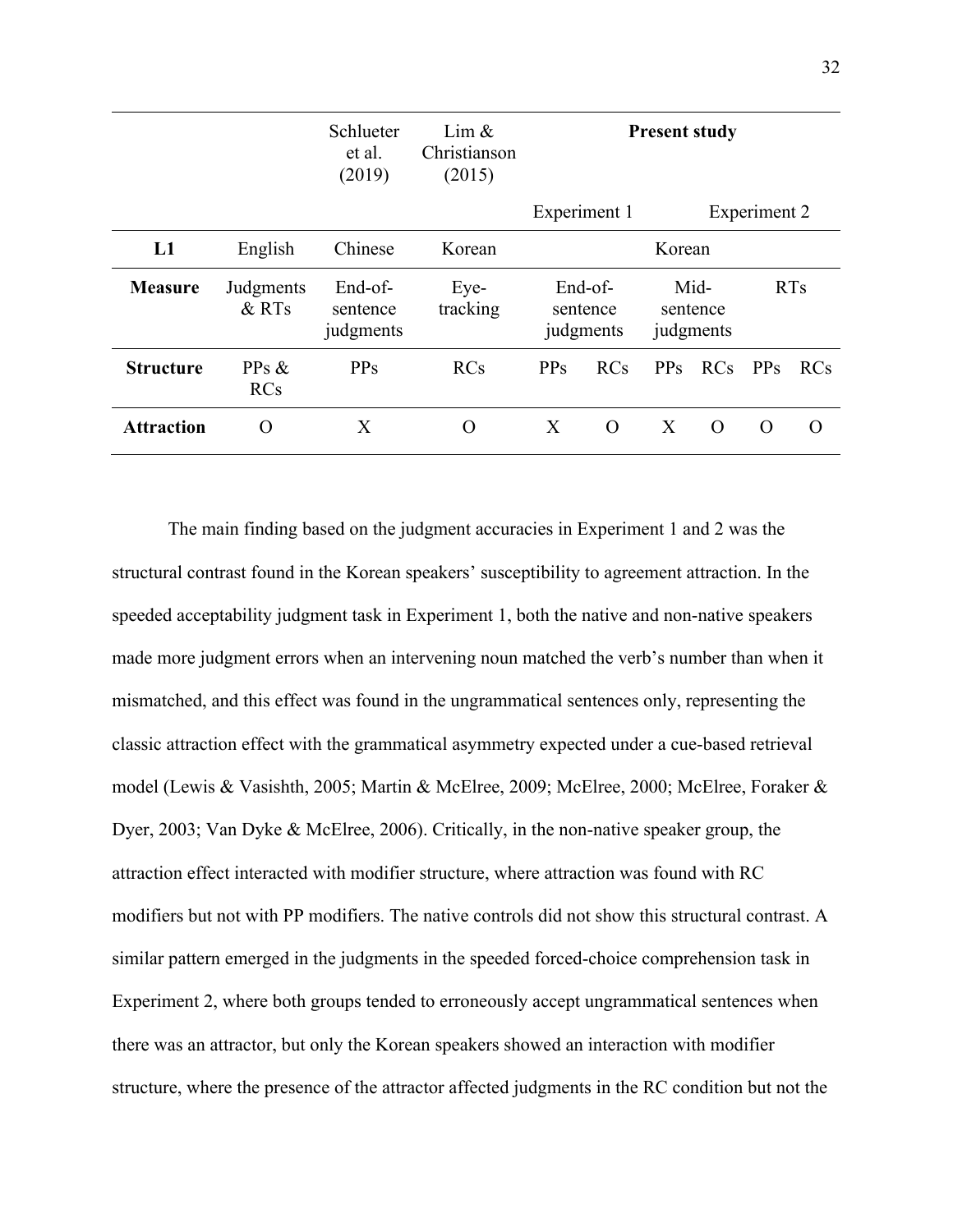| | | Schlueter et al. (2019) | Lim & Christianson (2015) | **Present study** | | | | | |
|---|---|---|---|---|---|---|---|---|---|
| | | | | Experiment 1 | | Experiment 2 | | | |
| **L1** | English | Chinese | Korean | Korean | | | | | |
| **Measure** | Judgments & RTs | End-of-sentence judgments | Eye-tracking | End-of-sentence judgments | | Mid-sentence judgments | | RTs | |
| **Structure** | PPs & RCs | PPs | RCs | PPs | RCs | PPs | RCs | PPs | RCs |
| **Attraction** | O | X | O | X | O | X | O | O | O |

The main finding based on the judgment accuracies in Experiment 1 and 2 was the structural contrast found in the Korean speakers' susceptibility to agreement attraction. In the speeded acceptability judgment task in Experiment 1, both the native and non-native speakers made more judgment errors when an intervening noun matched the verb's number than when it mismatched, and this effect was found in the ungrammatical sentences only, representing the classic attraction effect with the grammatical asymmetry expected under a cue-based retrieval model (Lewis & Vasishth, 2005; Martin & McElree, 2009; McElree, 2000; McElree, Foraker & Dyer, 2003; Van Dyke & McElree, 2006). Critically, in the non-native speaker group, the attraction effect interacted with modifier structure, where attraction was found with RC modifiers but not with PP modifiers. The native controls did not show this structural contrast. A similar pattern emerged in the judgments in the speeded forced-choice comprehension task in Experiment 2, where both groups tended to erroneously accept ungrammatical sentences when there was an attractor, but only the Korean speakers showed an interaction with modifier structure, where the presence of the attractor affected judgments in the RC condition but not the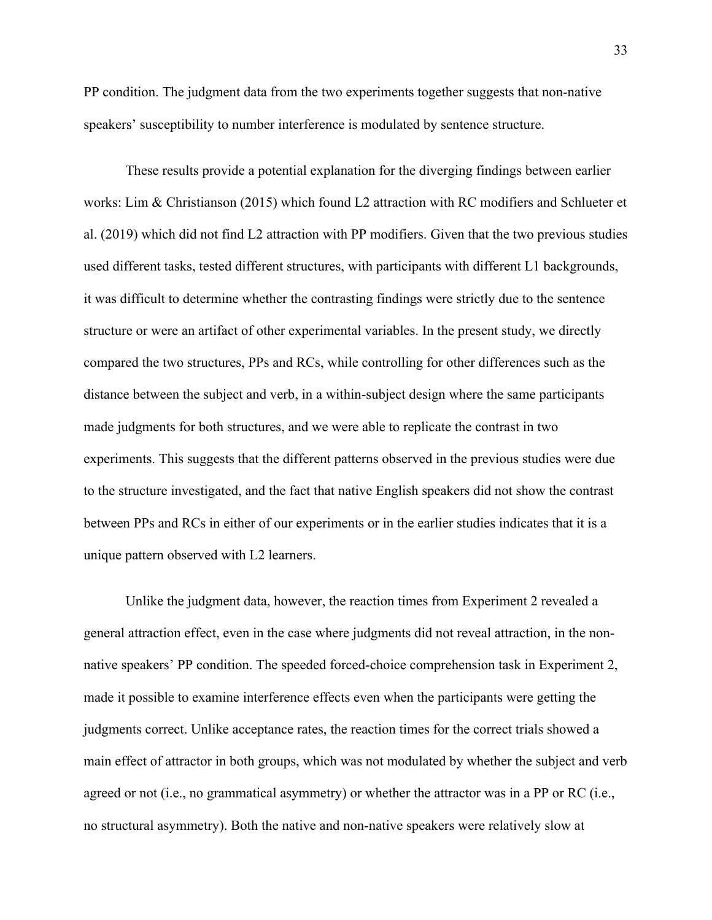PP condition. The judgment data from the two experiments together suggests that non-native speakers' susceptibility to number interference is modulated by sentence structure.

These results provide a potential explanation for the diverging findings between earlier works: Lim & Christianson (2015) which found L2 attraction with RC modifiers and Schlueter et al. (2019) which did not find L2 attraction with PP modifiers. Given that the two previous studies used different tasks, tested different structures, with participants with different L1 backgrounds, it was difficult to determine whether the contrasting findings were strictly due to the sentence structure or were an artifact of other experimental variables. In the present study, we directly compared the two structures, PPs and RCs, while controlling for other differences such as the distance between the subject and verb, in a within-subject design where the same participants made judgments for both structures, and we were able to replicate the contrast in two experiments. This suggests that the different patterns observed in the previous studies were due to the structure investigated, and the fact that native English speakers did not show the contrast between PPs and RCs in either of our experiments or in the earlier studies indicates that it is a unique pattern observed with L2 learners.

Unlike the judgment data, however, the reaction times from Experiment 2 revealed a general attraction effect, even in the case where judgments did not reveal attraction, in the non-native speakers' PP condition. The speeded forced-choice comprehension task in Experiment 2, made it possible to examine interference effects even when the participants were getting the judgments correct. Unlike acceptance rates, the reaction times for the correct trials showed a main effect of attractor in both groups, which was not modulated by whether the subject and verb agreed or not (i.e., no grammatical asymmetry) or whether the attractor was in a PP or RC (i.e., no structural asymmetry). Both the native and non-native speakers were relatively slow at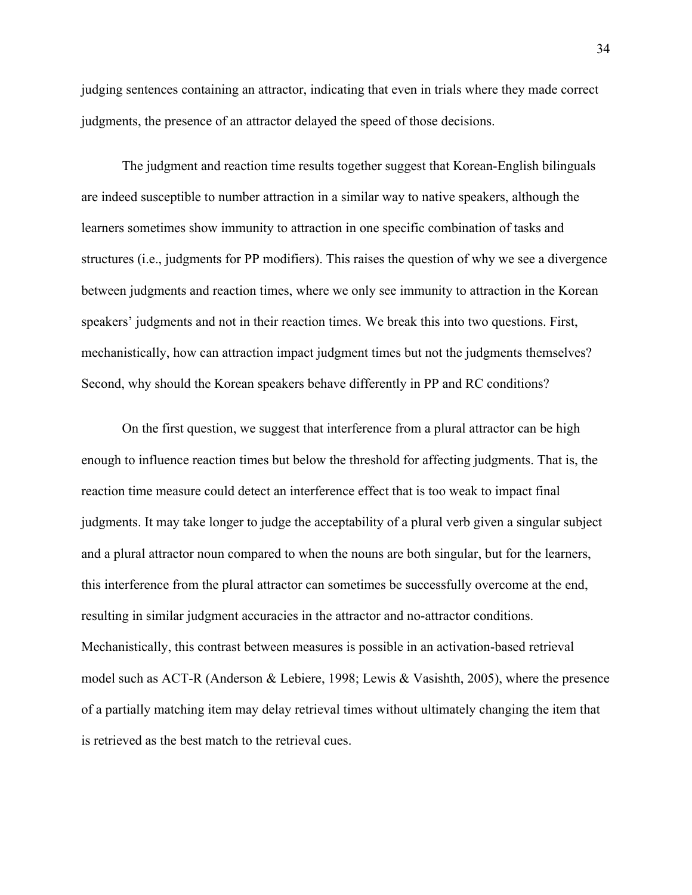judging sentences containing an attractor, indicating that even in trials where they made correct judgments, the presence of an attractor delayed the speed of those decisions.

The judgment and reaction time results together suggest that Korean-English bilinguals are indeed susceptible to number attraction in a similar way to native speakers, although the learners sometimes show immunity to attraction in one specific combination of tasks and structures (i.e., judgments for PP modifiers). This raises the question of why we see a divergence between judgments and reaction times, where we only see immunity to attraction in the Korean speakers' judgments and not in their reaction times. We break this into two questions. First, mechanistically, how can attraction impact judgment times but not the judgments themselves? Second, why should the Korean speakers behave differently in PP and RC conditions?

On the first question, we suggest that interference from a plural attractor can be high enough to influence reaction times but below the threshold for affecting judgments. That is, the reaction time measure could detect an interference effect that is too weak to impact final judgments. It may take longer to judge the acceptability of a plural verb given a singular subject and a plural attractor noun compared to when the nouns are both singular, but for the learners, this interference from the plural attractor can sometimes be successfully overcome at the end, resulting in similar judgment accuracies in the attractor and no-attractor conditions. Mechanistically, this contrast between measures is possible in an activation-based retrieval model such as ACT-R (Anderson & Lebiere, 1998; Lewis & Vasishth, 2005), where the presence of a partially matching item may delay retrieval times without ultimately changing the item that is retrieved as the best match to the retrieval cues.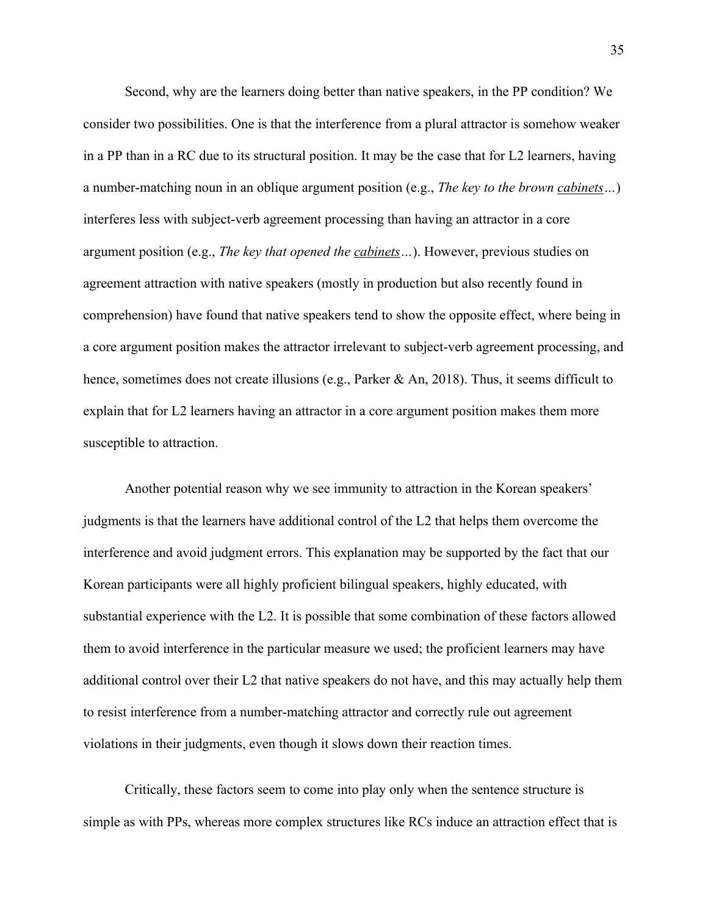Second, why are the learners doing better than native speakers, in the PP condition? We consider two possibilities. One is that the interference from a plural attractor is somehow weaker in a PP than in a RC due to its structural position. It may be the case that for L2 learners, having a number-matching noun in an oblique argument position (e.g., *The key to the brown* *<u>cabinets</u>…*) interferes less with subject-verb agreement processing than having an attractor in a core argument position (e.g., *The key that opened the* *<u>cabinets</u>…*). However, previous studies on agreement attraction with native speakers (mostly in production but also recently found in comprehension) have found that native speakers tend to show the opposite effect, where being in a core argument position makes the attractor irrelevant to subject-verb agreement processing, and hence, sometimes does not create illusions (e.g., Parker & An, 2018). Thus, it seems difficult to explain that for L2 learners having an attractor in a core argument position makes them more susceptible to attraction.

Another potential reason why we see immunity to attraction in the Korean speakers' judgments is that the learners have additional control of the L2 that helps them overcome the interference and avoid judgment errors. This explanation may be supported by the fact that our Korean participants were all highly proficient bilingual speakers, highly educated, with substantial experience with the L2. It is possible that some combination of these factors allowed them to avoid interference in the particular measure we used; the proficient learners may have additional control over their L2 that native speakers do not have, and this may actually help them to resist interference from a number-matching attractor and correctly rule out agreement violations in their judgments, even though it slows down their reaction times.

Critically, these factors seem to come into play only when the sentence structure is simple as with PPs, whereas more complex structures like RCs induce an attraction effect that is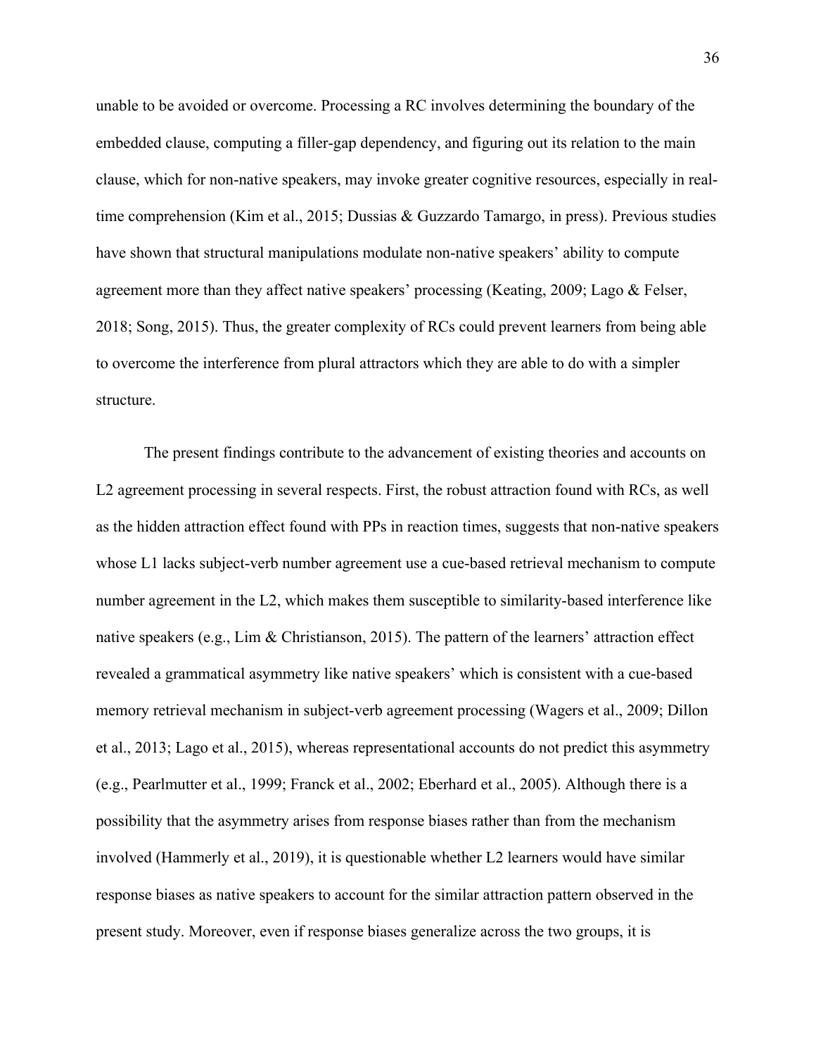unable to be avoided or overcome. Processing a RC involves determining the boundary of the embedded clause, computing a filler-gap dependency, and figuring out its relation to the main clause, which for non-native speakers, may invoke greater cognitive resources, especially in real-time comprehension (Kim et al., 2015; Dussias & Guzzardo Tamargo, in press). Previous studies have shown that structural manipulations modulate non-native speakers' ability to compute agreement more than they affect native speakers' processing (Keating, 2009; Lago & Felser, 2018; Song, 2015). Thus, the greater complexity of RCs could prevent learners from being able to overcome the interference from plural attractors which they are able to do with a simpler structure.

The present findings contribute to the advancement of existing theories and accounts on L2 agreement processing in several respects. First, the robust attraction found with RCs, as well as the hidden attraction effect found with PPs in reaction times, suggests that non-native speakers whose L1 lacks subject-verb number agreement use a cue-based retrieval mechanism to compute number agreement in the L2, which makes them susceptible to similarity-based interference like native speakers (e.g., Lim & Christianson, 2015). The pattern of the learners' attraction effect revealed a grammatical asymmetry like native speakers' which is consistent with a cue-based memory retrieval mechanism in subject-verb agreement processing (Wagers et al., 2009; Dillon et al., 2013; Lago et al., 2015), whereas representational accounts do not predict this asymmetry (e.g., Pearlmutter et al., 1999; Franck et al., 2002; Eberhard et al., 2005). Although there is a possibility that the asymmetry arises from response biases rather than from the mechanism involved (Hammerly et al., 2019), it is questionable whether L2 learners would have similar response biases as native speakers to account for the similar attraction pattern observed in the present study. Moreover, even if response biases generalize across the two groups, it is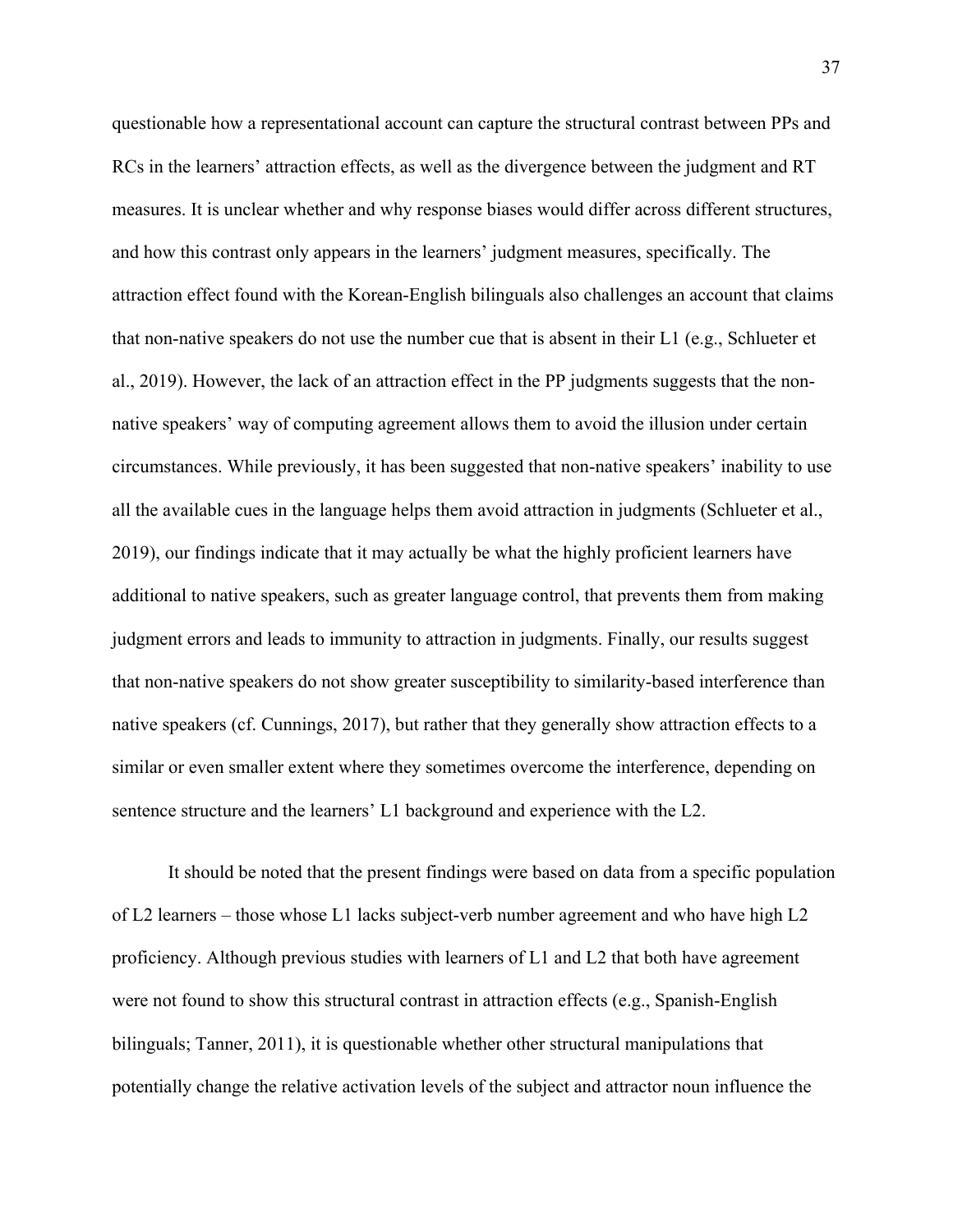questionable how a representational account can capture the structural contrast between PPs and RCs in the learners' attraction effects, as well as the divergence between the judgment and RT measures. It is unclear whether and why response biases would differ across different structures, and how this contrast only appears in the learners' judgment measures, specifically. The attraction effect found with the Korean-English bilinguals also challenges an account that claims that non-native speakers do not use the number cue that is absent in their L1 (e.g., Schlueter et al., 2019). However, the lack of an attraction effect in the PP judgments suggests that the non-native speakers' way of computing agreement allows them to avoid the illusion under certain circumstances. While previously, it has been suggested that non-native speakers' inability to use all the available cues in the language helps them avoid attraction in judgments (Schlueter et al., 2019), our findings indicate that it may actually be what the highly proficient learners have additional to native speakers, such as greater language control, that prevents them from making judgment errors and leads to immunity to attraction in judgments. Finally, our results suggest that non-native speakers do not show greater susceptibility to similarity-based interference than native speakers (cf. Cunnings, 2017), but rather that they generally show attraction effects to a similar or even smaller extent where they sometimes overcome the interference, depending on sentence structure and the learners' L1 background and experience with the L2.

It should be noted that the present findings were based on data from a specific population of L2 learners – those whose L1 lacks subject-verb number agreement and who have high L2 proficiency. Although previous studies with learners of L1 and L2 that both have agreement were not found to show this structural contrast in attraction effects (e.g., Spanish-English bilinguals; Tanner, 2011), it is questionable whether other structural manipulations that potentially change the relative activation levels of the subject and attractor noun influence the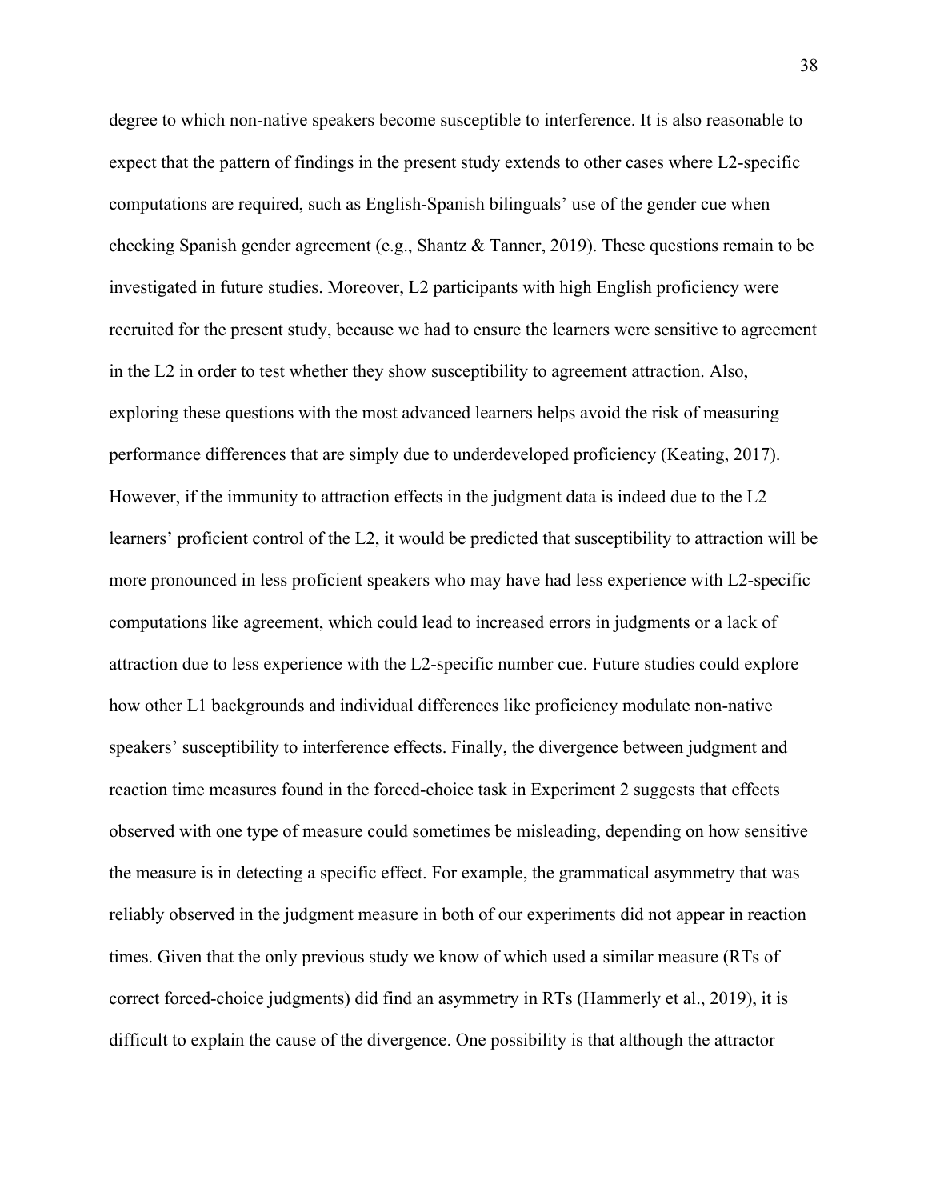degree to which non-native speakers become susceptible to interference. It is also reasonable to expect that the pattern of findings in the present study extends to other cases where L2-specific computations are required, such as English-Spanish bilinguals' use of the gender cue when checking Spanish gender agreement (e.g., Shantz & Tanner, 2019). These questions remain to be investigated in future studies. Moreover, L2 participants with high English proficiency were recruited for the present study, because we had to ensure the learners were sensitive to agreement in the L2 in order to test whether they show susceptibility to agreement attraction. Also, exploring these questions with the most advanced learners helps avoid the risk of measuring performance differences that are simply due to underdeveloped proficiency (Keating, 2017). However, if the immunity to attraction effects in the judgment data is indeed due to the L2 learners' proficient control of the L2, it would be predicted that susceptibility to attraction will be more pronounced in less proficient speakers who may have had less experience with L2-specific computations like agreement, which could lead to increased errors in judgments or a lack of attraction due to less experience with the L2-specific number cue. Future studies could explore how other L1 backgrounds and individual differences like proficiency modulate non-native speakers' susceptibility to interference effects. Finally, the divergence between judgment and reaction time measures found in the forced-choice task in Experiment 2 suggests that effects observed with one type of measure could sometimes be misleading, depending on how sensitive the measure is in detecting a specific effect. For example, the grammatical asymmetry that was reliably observed in the judgment measure in both of our experiments did not appear in reaction times. Given that the only previous study we know of which used a similar measure (RTs of correct forced-choice judgments) did find an asymmetry in RTs (Hammerly et al., 2019), it is difficult to explain the cause of the divergence. One possibility is that although the attractor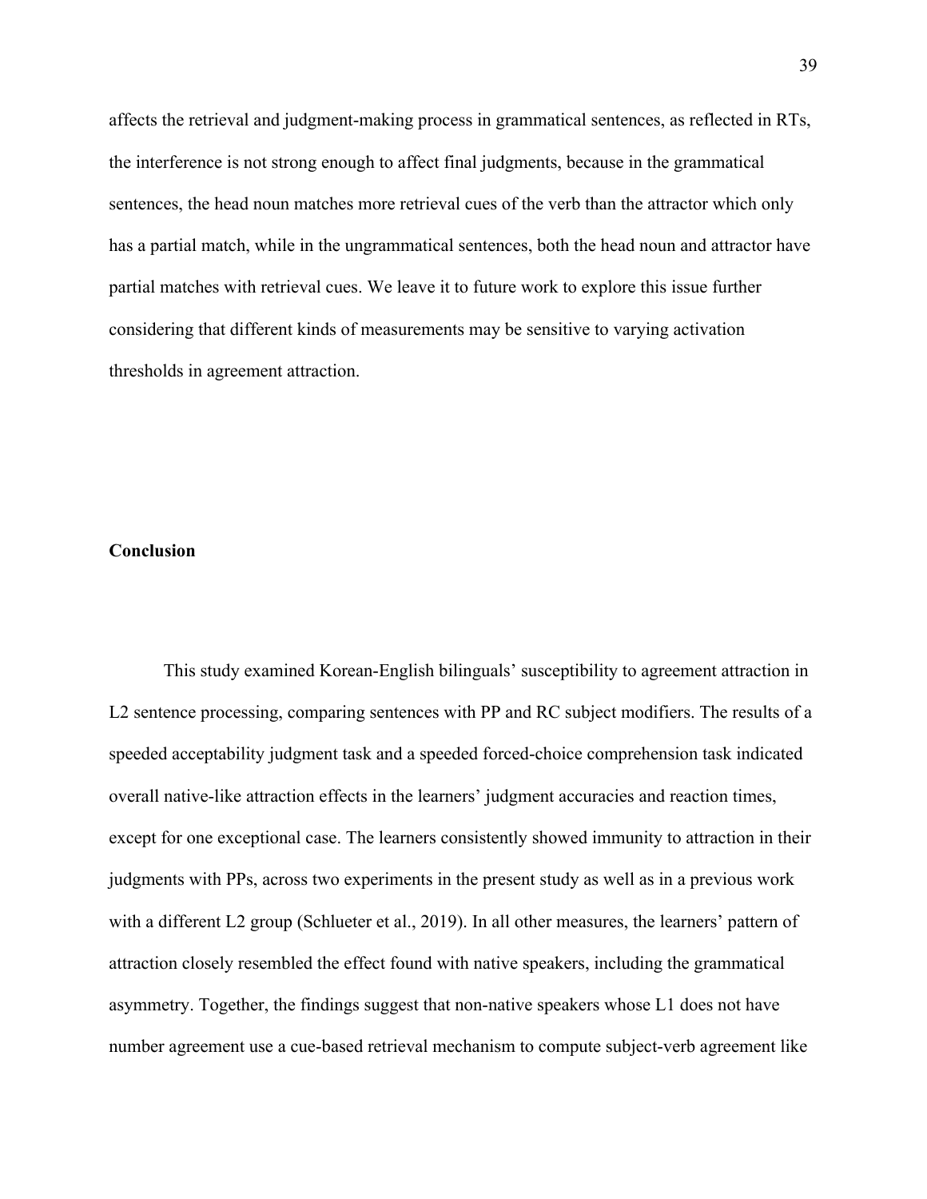affects the retrieval and judgment-making process in grammatical sentences, as reflected in RTs, the interference is not strong enough to affect final judgments, because in the grammatical sentences, the head noun matches more retrieval cues of the verb than the attractor which only has a partial match, while in the ungrammatical sentences, both the head noun and attractor have partial matches with retrieval cues. We leave it to future work to explore this issue further considering that different kinds of measurements may be sensitive to varying activation thresholds in agreement attraction.

## Conclusion

This study examined Korean-English bilinguals' susceptibility to agreement attraction in L2 sentence processing, comparing sentences with PP and RC subject modifiers. The results of a speeded acceptability judgment task and a speeded forced-choice comprehension task indicated overall native-like attraction effects in the learners' judgment accuracies and reaction times, except for one exceptional case. The learners consistently showed immunity to attraction in their judgments with PPs, across two experiments in the present study as well as in a previous work with a different L2 group (Schlueter et al., 2019). In all other measures, the learners' pattern of attraction closely resembled the effect found with native speakers, including the grammatical asymmetry. Together, the findings suggest that non-native speakers whose L1 does not have number agreement use a cue-based retrieval mechanism to compute subject-verb agreement like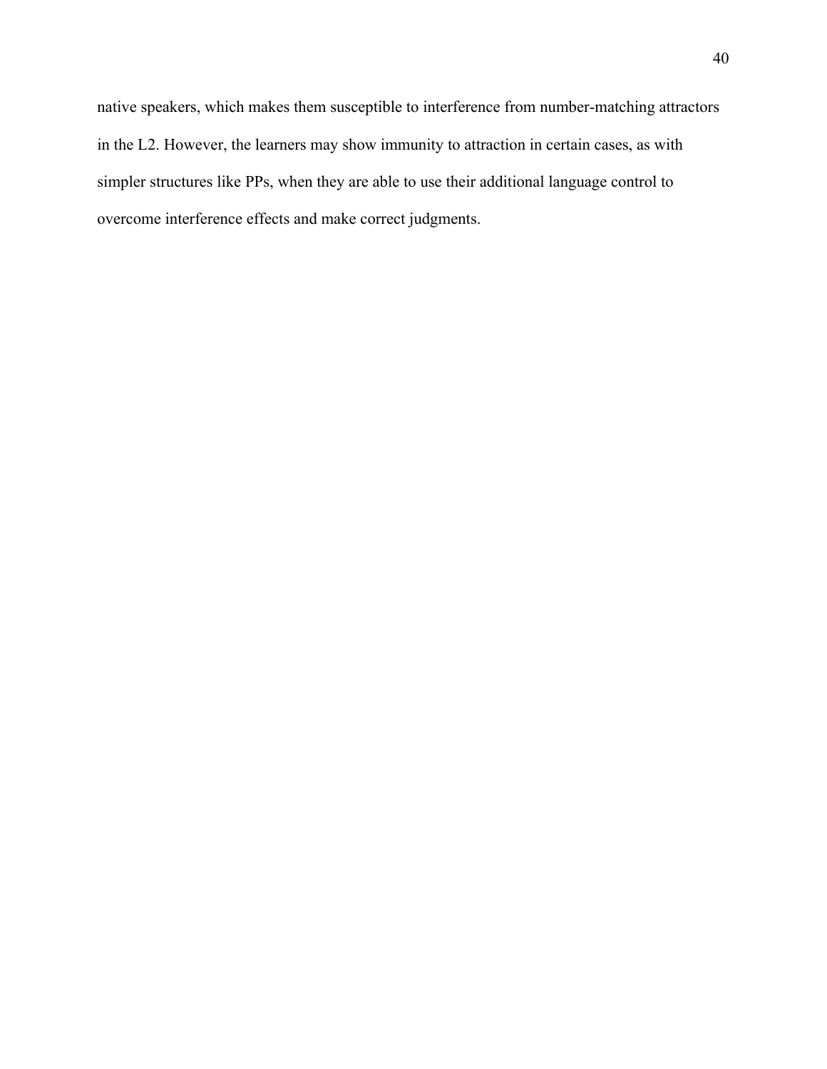native speakers, which makes them susceptible to interference from number-matching attractors in the L2. However, the learners may show immunity to attraction in certain cases, as with simpler structures like PPs, when they are able to use their additional language control to overcome interference effects and make correct judgments.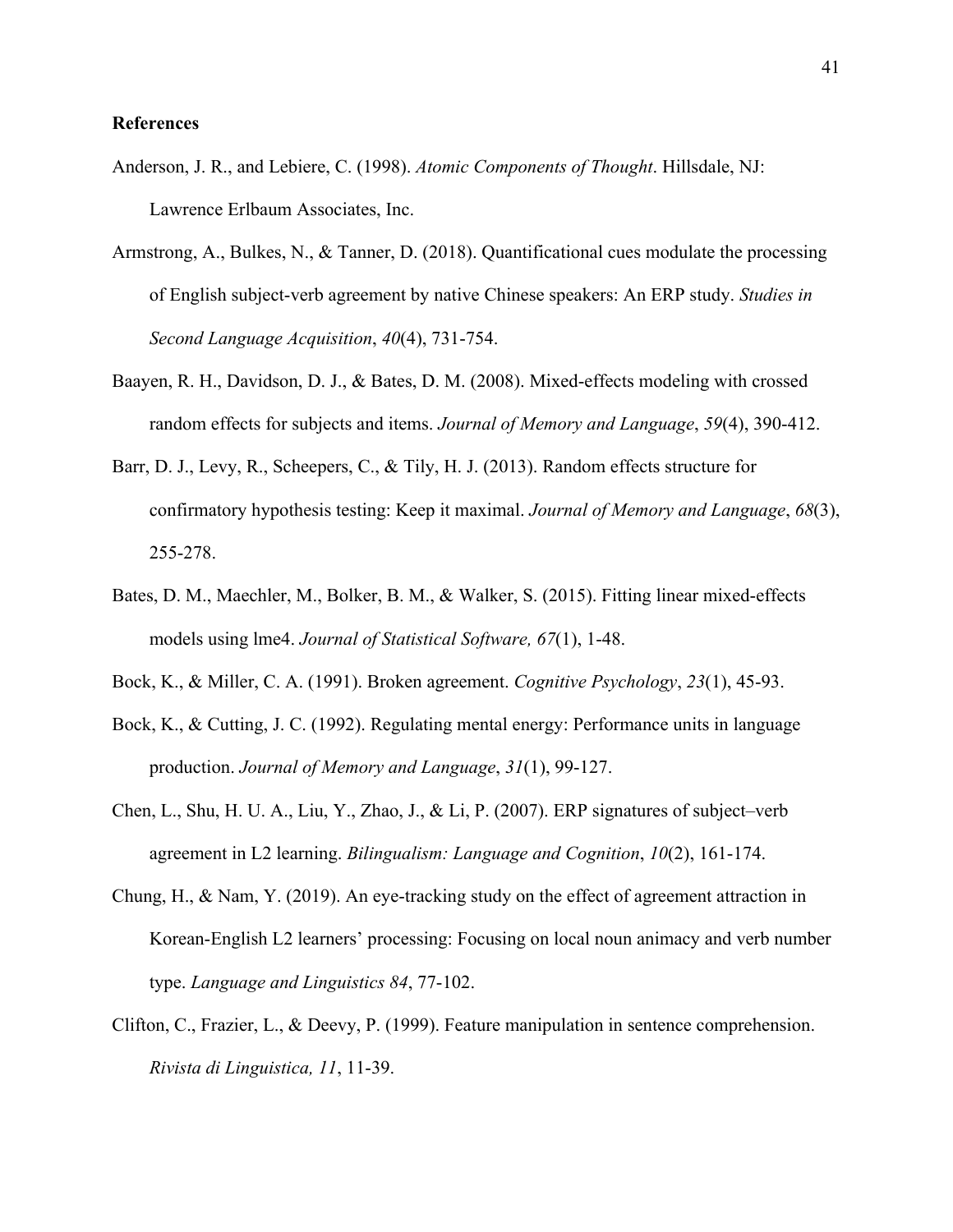**References**

Anderson, J. R., and Lebiere, C. (1998). *Atomic Components of Thought*. Hillsdale, NJ: Lawrence Erlbaum Associates, Inc.

Armstrong, A., Bulkes, N., & Tanner, D. (2018). Quantificational cues modulate the processing of English subject-verb agreement by native Chinese speakers: An ERP study. *Studies in Second Language Acquisition*, *40*(4), 731-754.

Baayen, R. H., Davidson, D. J., & Bates, D. M. (2008). Mixed-effects modeling with crossed random effects for subjects and items. *Journal of Memory and Language*, *59*(4), 390-412.

Barr, D. J., Levy, R., Scheepers, C., & Tily, H. J. (2013). Random effects structure for confirmatory hypothesis testing: Keep it maximal. *Journal of Memory and Language*, *68*(3), 255-278.

Bates, D. M., Maechler, M., Bolker, B. M., & Walker, S. (2015). Fitting linear mixed-effects models using lme4. *Journal of Statistical Software, 67*(1), 1-48.

Bock, K., & Miller, C. A. (1991). Broken agreement. *Cognitive Psychology*, *23*(1), 45-93.

Bock, K., & Cutting, J. C. (1992). Regulating mental energy: Performance units in language production. *Journal of Memory and Language*, *31*(1), 99-127.

Chen, L., Shu, H. U. A., Liu, Y., Zhao, J., & Li, P. (2007). ERP signatures of subject–verb agreement in L2 learning. *Bilingualism: Language and Cognition*, *10*(2), 161-174.

Chung, H., & Nam, Y. (2019). An eye-tracking study on the effect of agreement attraction in Korean-English L2 learners' processing: Focusing on local noun animacy and verb number type. *Language and Linguistics 84*, 77-102.

Clifton, C., Frazier, L., & Deevy, P. (1999). Feature manipulation in sentence comprehension. *Rivista di Linguistica, 11*, 11-39.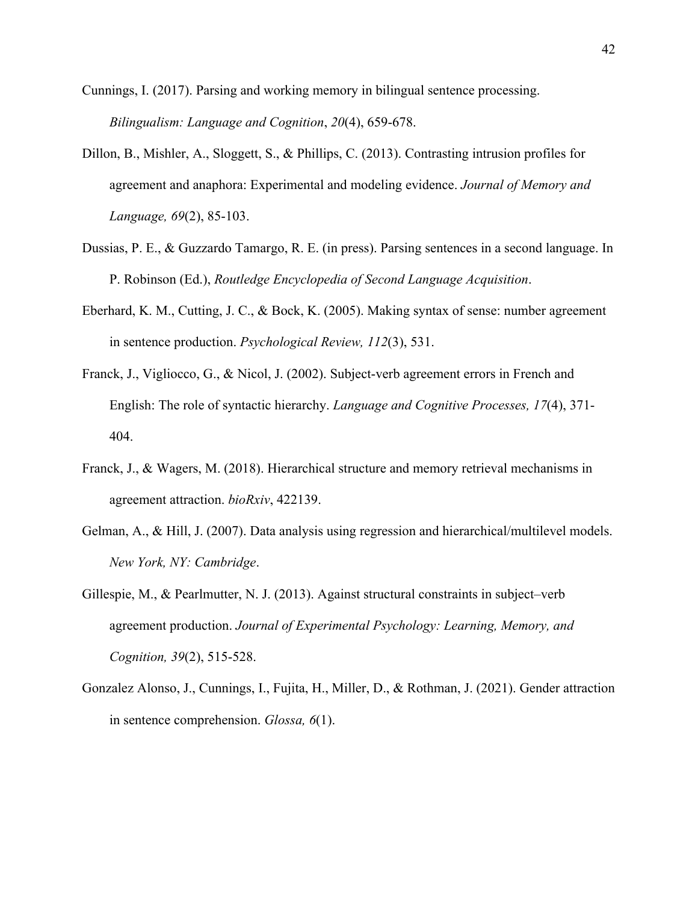Cunnings, I. (2017). Parsing and working memory in bilingual sentence processing. *Bilingualism: Language and Cognition*, *20*(4), 659-678.

Dillon, B., Mishler, A., Sloggett, S., & Phillips, C. (2013). Contrasting intrusion profiles for agreement and anaphora: Experimental and modeling evidence. *Journal of Memory and Language, 69*(2), 85-103.

Dussias, P. E., & Guzzardo Tamargo, R. E. (in press). Parsing sentences in a second language. In P. Robinson (Ed.), *Routledge Encyclopedia of Second Language Acquisition*.

Eberhard, K. M., Cutting, J. C., & Bock, K. (2005). Making syntax of sense: number agreement in sentence production. *Psychological Review, 112*(3), 531.

Franck, J., Vigliocco, G., & Nicol, J. (2002). Subject-verb agreement errors in French and English: The role of syntactic hierarchy. *Language and Cognitive Processes, 17*(4), 371-404.

Franck, J., & Wagers, M. (2018). Hierarchical structure and memory retrieval mechanisms in agreement attraction. *bioRxiv*, 422139.

Gelman, A., & Hill, J. (2007). Data analysis using regression and hierarchical/multilevel models. *New York, NY: Cambridge*.

Gillespie, M., & Pearlmutter, N. J. (2013). Against structural constraints in subject–verb agreement production. *Journal of Experimental Psychology: Learning, Memory, and Cognition, 39*(2), 515-528.

Gonzalez Alonso, J., Cunnings, I., Fujita, H., Miller, D., & Rothman, J. (2021). Gender attraction in sentence comprehension. *Glossa, 6*(1).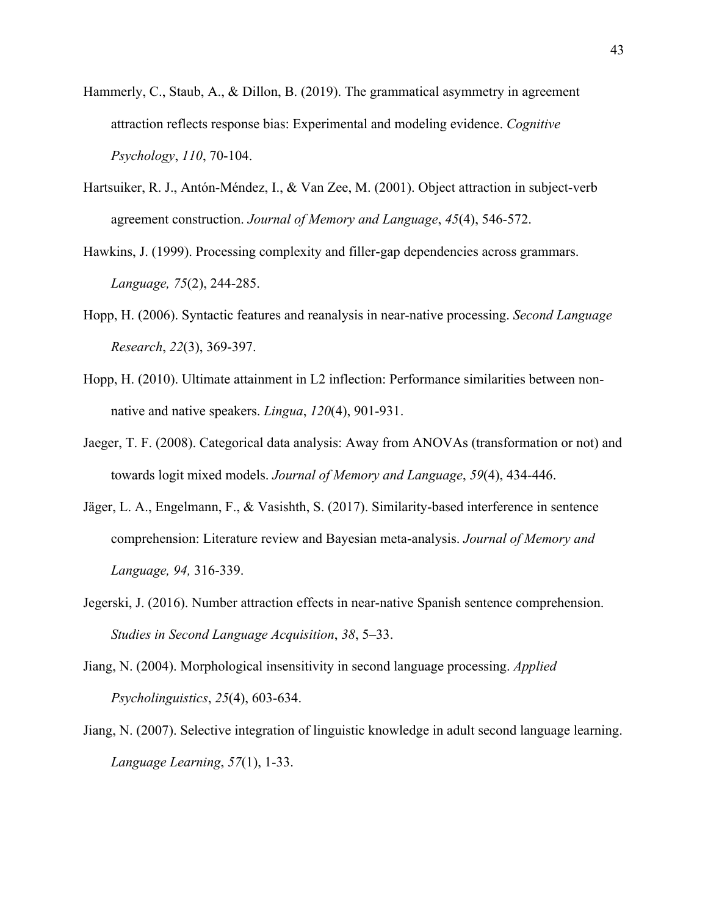Hammerly, C., Staub, A., & Dillon, B. (2019). The grammatical asymmetry in agreement attraction reflects response bias: Experimental and modeling evidence. *Cognitive Psychology*, *110*, 70-104.

Hartsuiker, R. J., Antón-Méndez, I., & Van Zee, M. (2001). Object attraction in subject-verb agreement construction. *Journal of Memory and Language*, *45*(4), 546-572.

Hawkins, J. (1999). Processing complexity and filler-gap dependencies across grammars. *Language, 75*(2), 244-285.

Hopp, H. (2006). Syntactic features and reanalysis in near-native processing. *Second Language Research*, *22*(3), 369-397.

Hopp, H. (2010). Ultimate attainment in L2 inflection: Performance similarities between non-native and native speakers. *Lingua*, *120*(4), 901-931.

Jaeger, T. F. (2008). Categorical data analysis: Away from ANOVAs (transformation or not) and towards logit mixed models. *Journal of Memory and Language*, *59*(4), 434-446.

Jäger, L. A., Engelmann, F., & Vasishth, S. (2017). Similarity-based interference in sentence comprehension: Literature review and Bayesian meta-analysis. *Journal of Memory and Language, 94,* 316-339.

Jegerski, J. (2016). Number attraction effects in near-native Spanish sentence comprehension. *Studies in Second Language Acquisition*, *38*, 5–33.

Jiang, N. (2004). Morphological insensitivity in second language processing. *Applied Psycholinguistics*, *25*(4), 603-634.

Jiang, N. (2007). Selective integration of linguistic knowledge in adult second language learning. *Language Learning*, *57*(1), 1-33.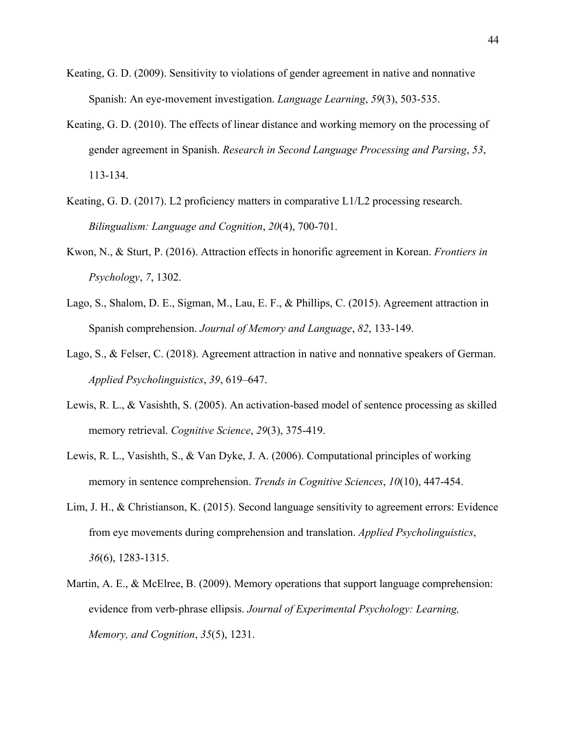Keating, G. D. (2009). Sensitivity to violations of gender agreement in native and nonnative Spanish: An eye-movement investigation. *Language Learning*, *59*(3), 503-535.

Keating, G. D. (2010). The effects of linear distance and working memory on the processing of gender agreement in Spanish. *Research in Second Language Processing and Parsing*, *53*, 113-134.

Keating, G. D. (2017). L2 proficiency matters in comparative L1/L2 processing research. *Bilingualism: Language and Cognition*, *20*(4), 700-701.

Kwon, N., & Sturt, P. (2016). Attraction effects in honorific agreement in Korean. *Frontiers in Psychology*, *7*, 1302.

Lago, S., Shalom, D. E., Sigman, M., Lau, E. F., & Phillips, C. (2015). Agreement attraction in Spanish comprehension. *Journal of Memory and Language*, *82*, 133-149.

Lago, S., & Felser, C. (2018). Agreement attraction in native and nonnative speakers of German. *Applied Psycholinguistics*, *39*, 619–647.

Lewis, R. L., & Vasishth, S. (2005). An activation-based model of sentence processing as skilled memory retrieval. *Cognitive Science*, *29*(3), 375-419.

Lewis, R. L., Vasishth, S., & Van Dyke, J. A. (2006). Computational principles of working memory in sentence comprehension. *Trends in Cognitive Sciences*, *10*(10), 447-454.

Lim, J. H., & Christianson, K. (2015). Second language sensitivity to agreement errors: Evidence from eye movements during comprehension and translation. *Applied Psycholinguistics*, *36*(6), 1283-1315.

Martin, A. E., & McElree, B. (2009). Memory operations that support language comprehension: evidence from verb-phrase ellipsis. *Journal of Experimental Psychology: Learning, Memory, and Cognition*, *35*(5), 1231.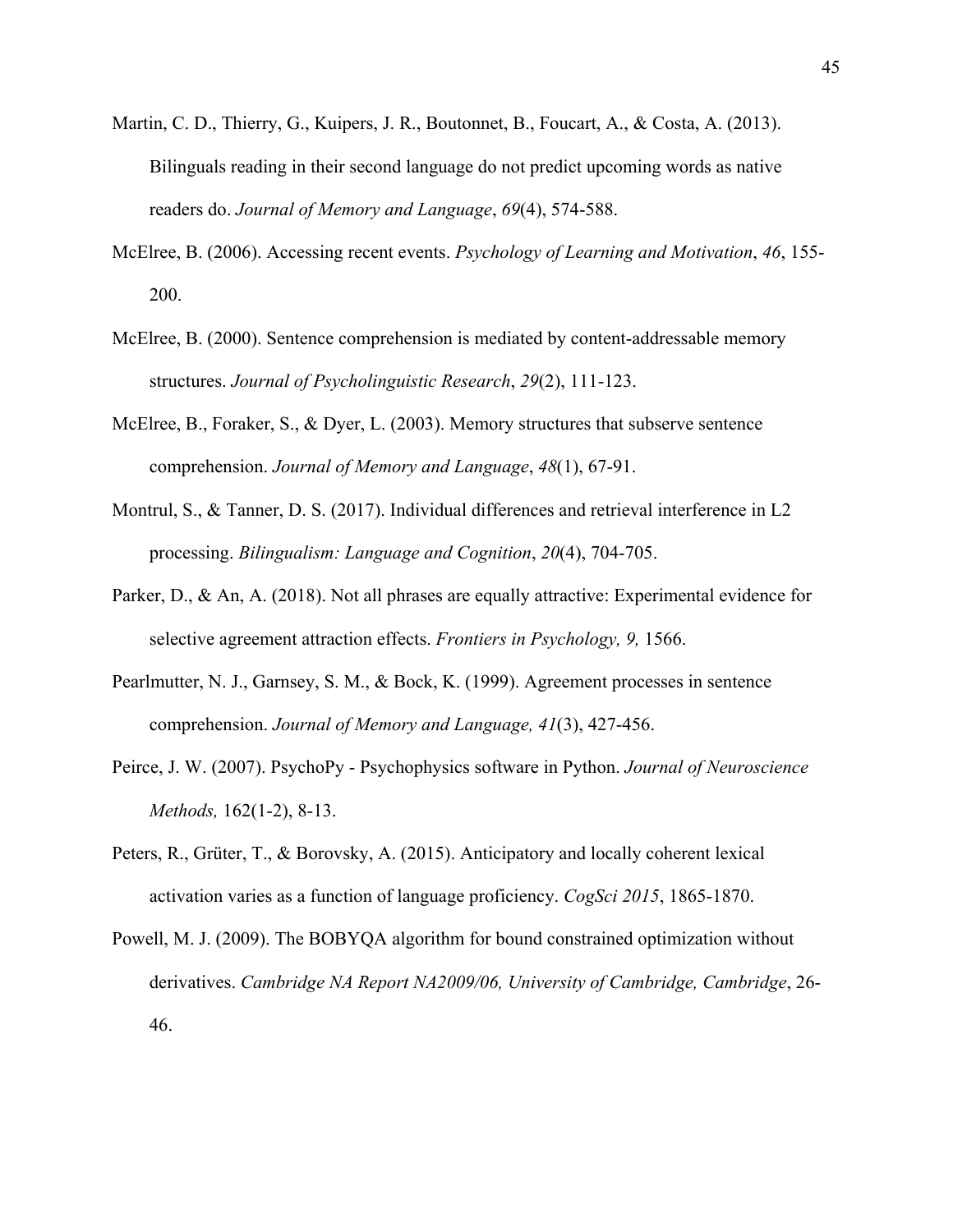Martin, C. D., Thierry, G., Kuipers, J. R., Boutonnet, B., Foucart, A., & Costa, A. (2013). Bilinguals reading in their second language do not predict upcoming words as native readers do. *Journal of Memory and Language*, *69*(4), 574-588.

McElree, B. (2006). Accessing recent events. *Psychology of Learning and Motivation*, *46*, 155-200.

McElree, B. (2000). Sentence comprehension is mediated by content-addressable memory structures. *Journal of Psycholinguistic Research*, *29*(2), 111-123.

McElree, B., Foraker, S., & Dyer, L. (2003). Memory structures that subserve sentence comprehension. *Journal of Memory and Language*, *48*(1), 67-91.

Montrul, S., & Tanner, D. S. (2017). Individual differences and retrieval interference in L2 processing. *Bilingualism: Language and Cognition*, *20*(4), 704-705.

Parker, D., & An, A. (2018). Not all phrases are equally attractive: Experimental evidence for selective agreement attraction effects. *Frontiers in Psychology, 9,* 1566.

Pearlmutter, N. J., Garnsey, S. M., & Bock, K. (1999). Agreement processes in sentence comprehension. *Journal of Memory and Language, 41*(3), 427-456.

Peirce, J. W. (2007). PsychoPy - Psychophysics software in Python. *Journal of Neuroscience Methods,* 162(1-2), 8-13.

Peters, R., Grüter, T., & Borovsky, A. (2015). Anticipatory and locally coherent lexical activation varies as a function of language proficiency. *CogSci 2015*, 1865-1870.

Powell, M. J. (2009). The BOBYQA algorithm for bound constrained optimization without derivatives. *Cambridge NA Report NA2009/06, University of Cambridge, Cambridge*, 26-46.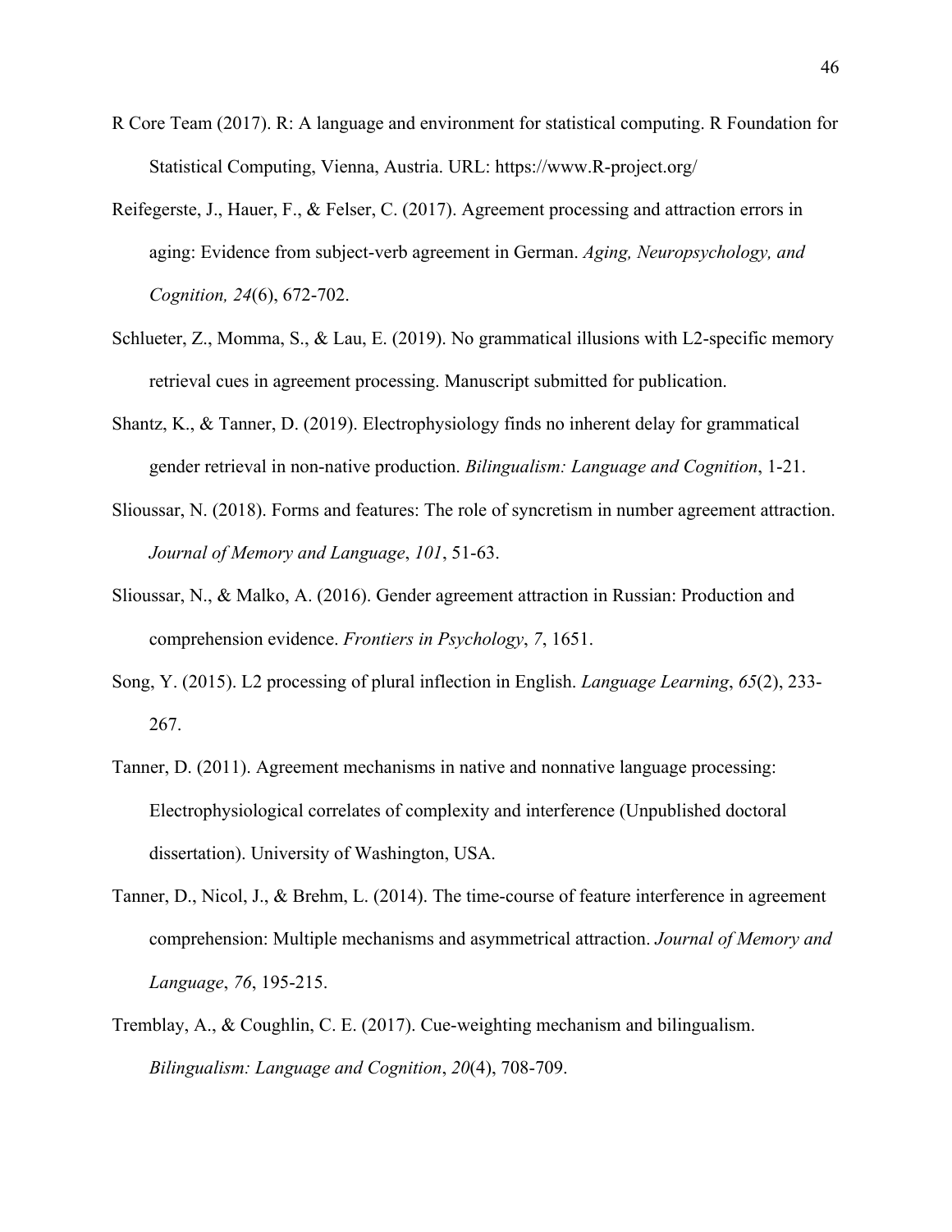R Core Team (2017). R: A language and environment for statistical computing. R Foundation for Statistical Computing, Vienna, Austria. URL: https://www.R-project.org/

Reifegerste, J., Hauer, F., & Felser, C. (2017). Agreement processing and attraction errors in aging: Evidence from subject-verb agreement in German. *Aging, Neuropsychology, and Cognition, 24*(6), 672-702.

Schlueter, Z., Momma, S., & Lau, E. (2019). No grammatical illusions with L2-specific memory retrieval cues in agreement processing. Manuscript submitted for publication.

Shantz, K., & Tanner, D. (2019). Electrophysiology finds no inherent delay for grammatical gender retrieval in non-native production. *Bilingualism: Language and Cognition*, 1-21.

Slioussar, N. (2018). Forms and features: The role of syncretism in number agreement attraction. *Journal of Memory and Language*, *101*, 51-63.

Slioussar, N., & Malko, A. (2016). Gender agreement attraction in Russian: Production and comprehension evidence. *Frontiers in Psychology*, *7*, 1651.

Song, Y. (2015). L2 processing of plural inflection in English. *Language Learning*, *65*(2), 233-267.

Tanner, D. (2011). Agreement mechanisms in native and nonnative language processing: Electrophysiological correlates of complexity and interference (Unpublished doctoral dissertation). University of Washington, USA.

Tanner, D., Nicol, J., & Brehm, L. (2014). The time-course of feature interference in agreement comprehension: Multiple mechanisms and asymmetrical attraction. *Journal of Memory and Language*, *76*, 195-215.

Tremblay, A., & Coughlin, C. E. (2017). Cue-weighting mechanism and bilingualism. *Bilingualism: Language and Cognition*, *20*(4), 708-709.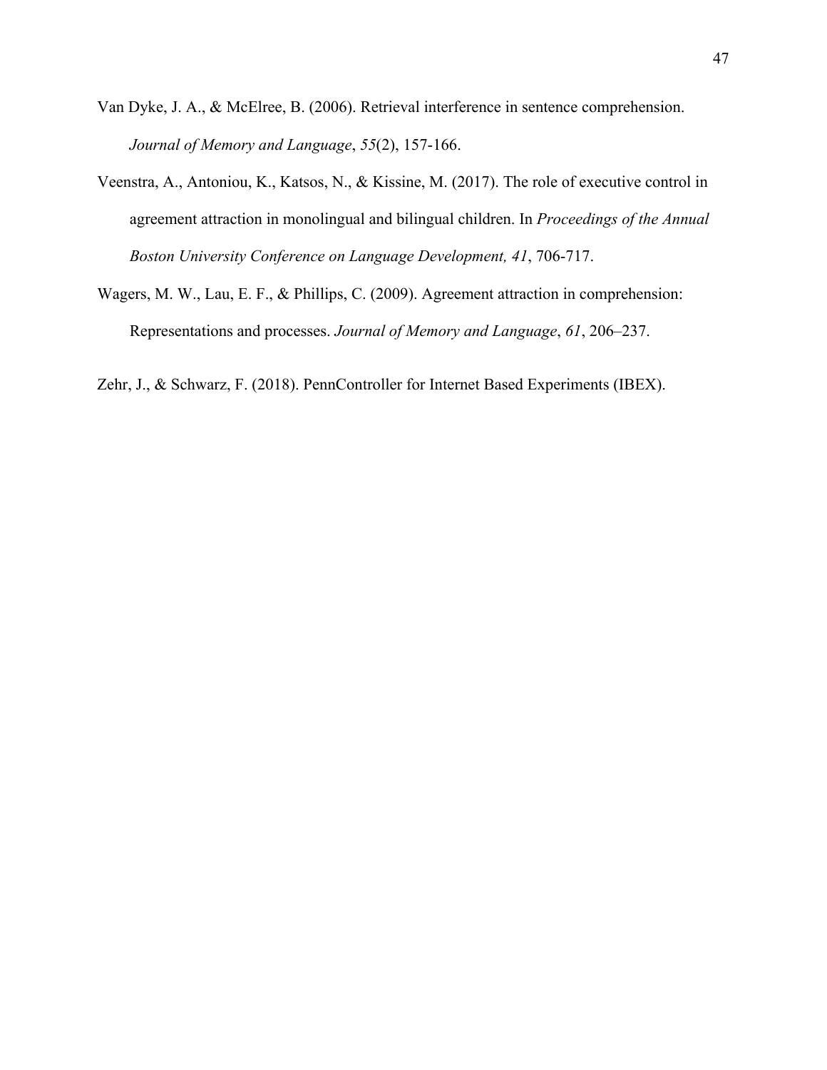Van Dyke, J. A., & McElree, B. (2006). Retrieval interference in sentence comprehension. *Journal of Memory and Language*, *55*(2), 157-166.

Veenstra, A., Antoniou, K., Katsos, N., & Kissine, M. (2017). The role of executive control in agreement attraction in monolingual and bilingual children. In *Proceedings of the Annual Boston University Conference on Language Development, 41*, 706-717.

Wagers, M. W., Lau, E. F., & Phillips, C. (2009). Agreement attraction in comprehension: Representations and processes. *Journal of Memory and Language*, *61*, 206–237.

Zehr, J., & Schwarz, F. (2018). PennController for Internet Based Experiments (IBEX).